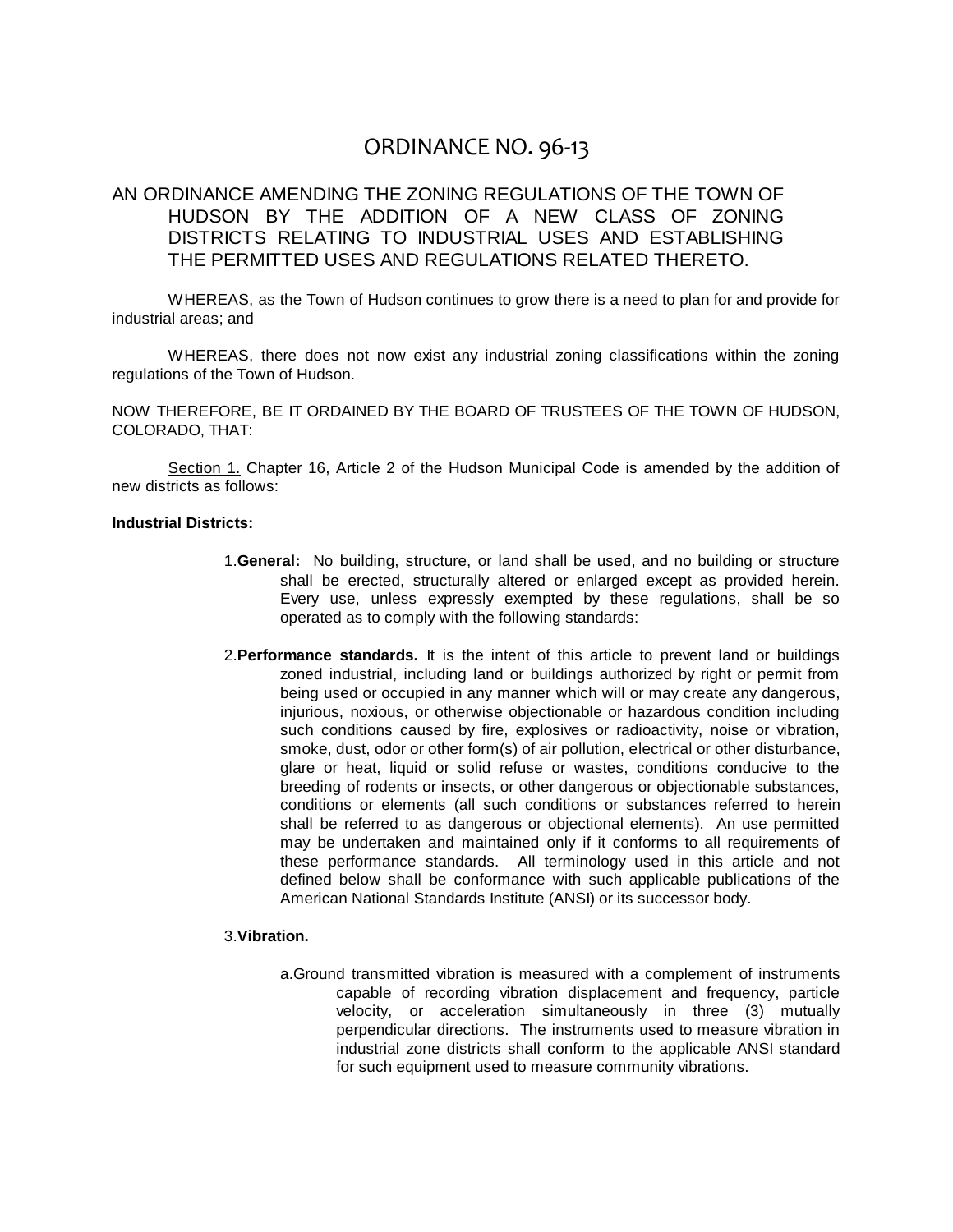# ORDINANCE NO. 96-13

## AN ORDINANCE AMENDING THE ZONING REGULATIONS OF THE TOWN OF HUDSON BY THE ADDITION OF A NEW CLASS OF ZONING DISTRICTS RELATING TO INDUSTRIAL USES AND ESTABLISHING THE PERMITTED USES AND REGULATIONS RELATED THERETO.

WHEREAS, as the Town of Hudson continues to grow there is a need to plan for and provide for industrial areas; and

WHEREAS, there does not now exist any industrial zoning classifications within the zoning regulations of the Town of Hudson.

NOW THEREFORE, BE IT ORDAINED BY THE BOARD OF TRUSTEES OF THE TOWN OF HUDSON, COLORADO, THAT:

Section 1. Chapter 16, Article 2 of the Hudson Municipal Code is amended by the addition of new districts as follows:

**Industrial Districts:**

1. **General:** No building, structure, or land shall be used, and no building or structure shall be erected, structurally altered or enlarged except as provided herein. Every use, unless expressly exempted by these regulations, shall be so operated as to comply with the following standards:

2. **Performance standards.** It is the intent of this article to prevent land or buildings zoned industrial, including land or buildings authorized by right or permit from being used or occupied in any manner which will or may create any dangerous, injurious, noxious, or otherwise objectionable or hazardous condition including such conditions caused by fire, explosives or radioactivity, noise or vibration, smoke, dust, odor or other form(s) of air pollution, electrical or other disturbance, glare or heat, liquid or solid refuse or wastes, conditions conducive to the breeding of rodents or insects, or other dangerous or objectionable substances, conditions or elements (all such conditions or substances referred to herein shall be referred to as dangerous or objectional elements). An use permitted may be undertaken and maintained only if it conforms to all requirements of these performance standards. All terminology used in this article and not defined below shall be conformance with such applicable publications of the American National Standards Institute (ANSI) or its successor body.

3. **Vibration.**

   a. Ground transmitted vibration is measured with a complement of instruments capable of recording vibration displacement and frequency, particle velocity, or acceleration simultaneously in three (3) mutually perpendicular directions. The instruments used to measure vibration in industrial zone districts shall conform to the applicable ANSI standard for such equipment used to measure community vibrations.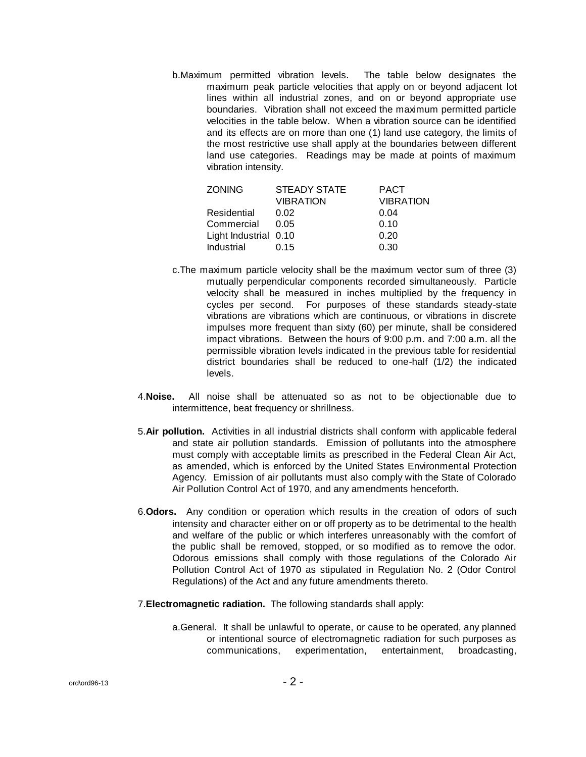b. Maximum permitted vibration levels. The table below designates the maximum peak particle velocities that apply on or beyond adjacent lot lines within all industrial zones, and on or beyond appropriate use boundaries. Vibration shall not exceed the maximum permitted particle velocities in the table below. When a vibration source can be identified and its effects are on more than one (1) land use category, the limits of the most restrictive use shall apply at the boundaries between different land use categories. Readings may be made at points of maximum vibration intensity.

| ZONING | STEADY STATE VIBRATION | PACT VIBRATION |
| --- | --- | --- |
| Residential | 0.02 | 0.04 |
| Commercial | 0.05 | 0.10 |
| Light Industrial | 0.10 | 0.20 |
| Industrial | 0.15 | 0.30 |

c. The maximum particle velocity shall be the maximum vector sum of three (3) mutually perpendicular components recorded simultaneously. Particle velocity shall be measured in inches multiplied by the frequency in cycles per second. For purposes of these standards steady-state vibrations are vibrations which are continuous, or vibrations in discrete impulses more frequent than sixty (60) per minute, shall be considered impact vibrations. Between the hours of 9:00 p.m. and 7:00 a.m. all the permissible vibration levels indicated in the previous table for residential district boundaries shall be reduced to one-half (1/2) the indicated levels.

4. **Noise.** All noise shall be attenuated so as not to be objectionable due to intermittence, beat frequency or shrillness.

5. **Air pollution.** Activities in all industrial districts shall conform with applicable federal and state air pollution standards. Emission of pollutants into the atmosphere must comply with acceptable limits as prescribed in the Federal Clean Air Act, as amended, which is enforced by the United States Environmental Protection Agency. Emission of air pollutants must also comply with the State of Colorado Air Pollution Control Act of 1970, and any amendments henceforth.

6. **Odors.** Any condition or operation which results in the creation of odors of such intensity and character either on or off property as to be detrimental to the health and welfare of the public or which interferes unreasonably with the comfort of the public shall be removed, stopped, or so modified as to remove the odor. Odorous emissions shall comply with those regulations of the Colorado Air Pollution Control Act of 1970 as stipulated in Regulation No. 2 (Odor Control Regulations) of the Act and any future amendments thereto.

7. **Electromagnetic radiation.** The following standards shall apply:

a. General. It shall be unlawful to operate, or cause to be operated, any planned or intentional source of electromagnetic radiation for such purposes as communications, experimentation, entertainment, broadcasting,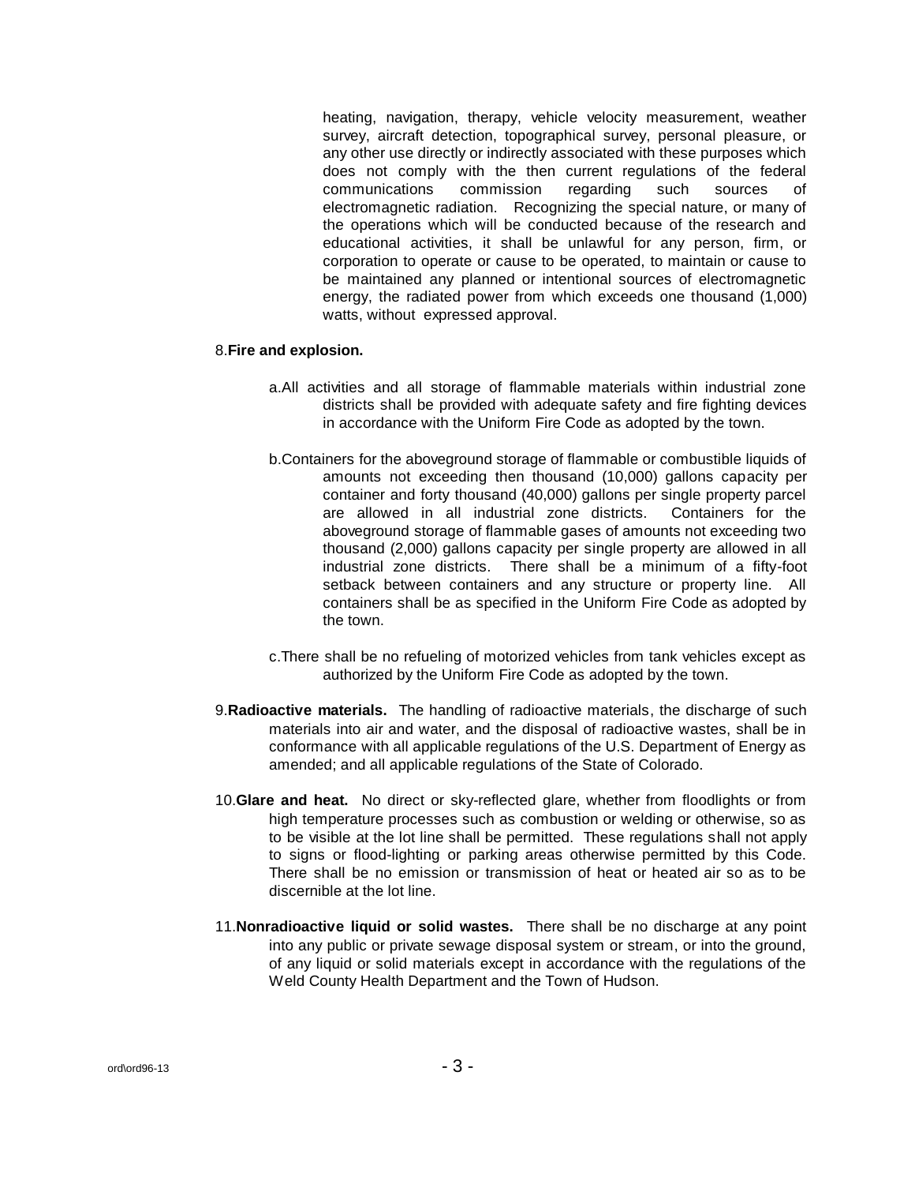heating, navigation, therapy, vehicle velocity measurement, weather survey, aircraft detection, topographical survey, personal pleasure, or any other use directly or indirectly associated with these purposes which does not comply with the then current regulations of the federal communications commission regarding such sources of electromagnetic radiation. Recognizing the special nature, or many of the operations which will be conducted because of the research and educational activities, it shall be unlawful for any person, firm, or corporation to operate or cause to be operated, to maintain or cause to be maintained any planned or intentional sources of electromagnetic energy, the radiated power from which exceeds one thousand (1,000) watts, without expressed approval.

8.**Fire and explosion.**

a.All activities and all storage of flammable materials within industrial zone districts shall be provided with adequate safety and fire fighting devices in accordance with the Uniform Fire Code as adopted by the town.

b.Containers for the aboveground storage of flammable or combustible liquids of amounts not exceeding then thousand (10,000) gallons capacity per container and forty thousand (40,000) gallons per single property parcel are allowed in all industrial zone districts. Containers for the aboveground storage of flammable gases of amounts not exceeding two thousand (2,000) gallons capacity per single property are allowed in all industrial zone districts. There shall be a minimum of a fifty-foot setback between containers and any structure or property line. All containers shall be as specified in the Uniform Fire Code as adopted by the town.

c.There shall be no refueling of motorized vehicles from tank vehicles except as authorized by the Uniform Fire Code as adopted by the town.

9.**Radioactive materials.** The handling of radioactive materials, the discharge of such materials into air and water, and the disposal of radioactive wastes, shall be in conformance with all applicable regulations of the U.S. Department of Energy as amended; and all applicable regulations of the State of Colorado.

10.**Glare and heat.** No direct or sky-reflected glare, whether from floodlights or from high temperature processes such as combustion or welding or otherwise, so as to be visible at the lot line shall be permitted. These regulations shall not apply to signs or flood-lighting or parking areas otherwise permitted by this Code. There shall be no emission or transmission of heat or heated air so as to be discernible at the lot line.

11.**Nonradioactive liquid or solid wastes.** There shall be no discharge at any point into any public or private sewage disposal system or stream, or into the ground, of any liquid or solid materials except in accordance with the regulations of the Weld County Health Department and the Town of Hudson.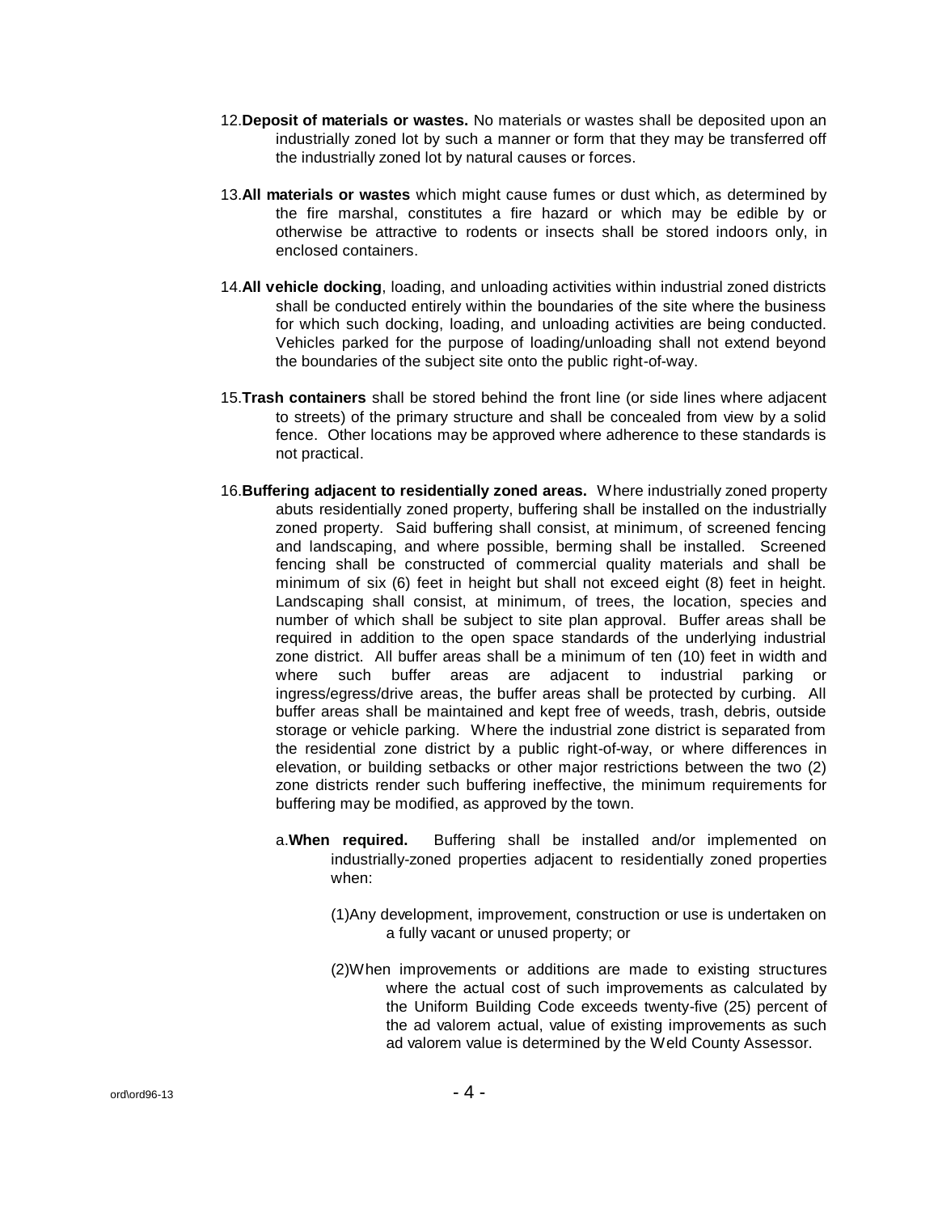12. **Deposit of materials or wastes.** No materials or wastes shall be deposited upon an industrially zoned lot by such a manner or form that they may be transferred off the industrially zoned lot by natural causes or forces.

13. **All materials or wastes** which might cause fumes or dust which, as determined by the fire marshal, constitutes a fire hazard or which may be edible by or otherwise be attractive to rodents or insects shall be stored indoors only, in enclosed containers.

14. **All vehicle docking**, loading, and unloading activities within industrial zoned districts shall be conducted entirely within the boundaries of the site where the business for which such docking, loading, and unloading activities are being conducted. Vehicles parked for the purpose of loading/unloading shall not extend beyond the boundaries of the subject site onto the public right-of-way.

15. **Trash containers** shall be stored behind the front line (or side lines where adjacent to streets) of the primary structure and shall be concealed from view by a solid fence. Other locations may be approved where adherence to these standards is not practical.

16. **Buffering adjacent to residentially zoned areas.** Where industrially zoned property abuts residentially zoned property, buffering shall be installed on the industrially zoned property. Said buffering shall consist, at minimum, of screened fencing and landscaping, and where possible, berming shall be installed. Screened fencing shall be constructed of commercial quality materials and shall be minimum of six (6) feet in height but shall not exceed eight (8) feet in height. Landscaping shall consist, at minimum, of trees, the location, species and number of which shall be subject to site plan approval. Buffer areas shall be required in addition to the open space standards of the underlying industrial zone district. All buffer areas shall be a minimum of ten (10) feet in width and where such buffer areas are adjacent to industrial parking or ingress/egress/drive areas, the buffer areas shall be protected by curbing. All buffer areas shall be maintained and kept free of weeds, trash, debris, outside storage or vehicle parking. Where the industrial zone district is separated from the residential zone district by a public right-of-way, or where differences in elevation, or building setbacks or other major restrictions between the two (2) zone districts render such buffering ineffective, the minimum requirements for buffering may be modified, as approved by the town.

    a. **When required.** Buffering shall be installed and/or implemented on industrially-zoned properties adjacent to residentially zoned properties when:

        (1) Any development, improvement, construction or use is undertaken on a fully vacant or unused property; or

        (2) When improvements or additions are made to existing structures where the actual cost of such improvements as calculated by the Uniform Building Code exceeds twenty-five (25) percent of the ad valorem actual, value of existing improvements as such ad valorem value is determined by the Weld County Assessor.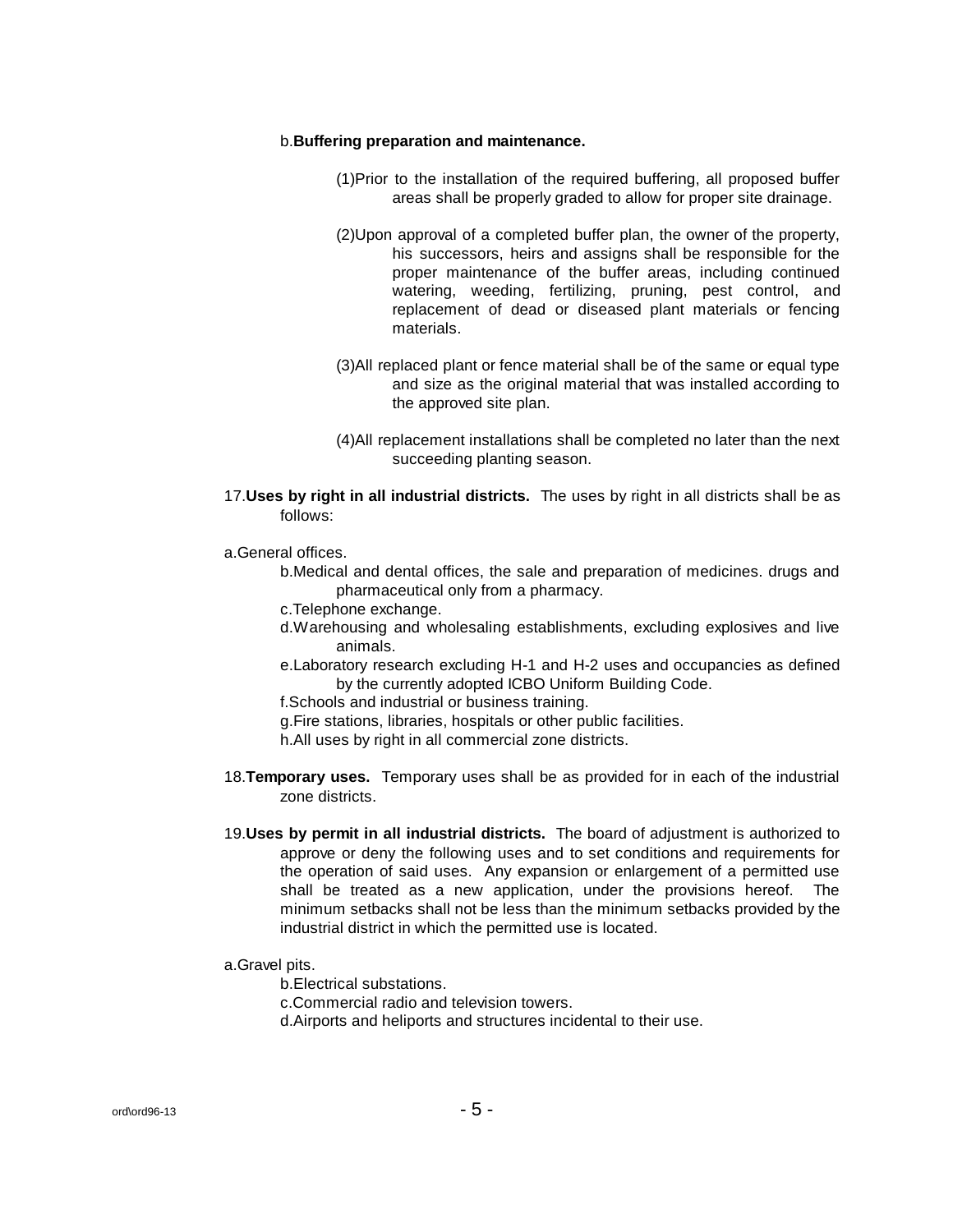b. **Buffering preparation and maintenance.**

(1) Prior to the installation of the required buffering, all proposed buffer areas shall be properly graded to allow for proper site drainage.

(2) Upon approval of a completed buffer plan, the owner of the property, his successors, heirs and assigns shall be responsible for the proper maintenance of the buffer areas, including continued watering, weeding, fertilizing, pruning, pest control, and replacement of dead or diseased plant materials or fencing materials.

(3) All replaced plant or fence material shall be of the same or equal type and size as the original material that was installed according to the approved site plan.

(4) All replacement installations shall be completed no later than the next succeeding planting season.

17. **Uses by right in all industrial districts.** The uses by right in all districts shall be as follows:

a. General offices.

b. Medical and dental offices, the sale and preparation of medicines. drugs and pharmaceutical only from a pharmacy.

c. Telephone exchange.

d. Warehousing and wholesaling establishments, excluding explosives and live animals.

e. Laboratory research excluding H-1 and H-2 uses and occupancies as defined by the currently adopted ICBO Uniform Building Code.

f. Schools and industrial or business training.

g. Fire stations, libraries, hospitals or other public facilities.

h. All uses by right in all commercial zone districts.

18. **Temporary uses.** Temporary uses shall be as provided for in each of the industrial zone districts.

19. **Uses by permit in all industrial districts.** The board of adjustment is authorized to approve or deny the following uses and to set conditions and requirements for the operation of said uses. Any expansion or enlargement of a permitted use shall be treated as a new application, under the provisions hereof. The minimum setbacks shall not be less than the minimum setbacks provided by the industrial district in which the permitted use is located.

a. Gravel pits.

b. Electrical substations.

c. Commercial radio and television towers.

d. Airports and heliports and structures incidental to their use.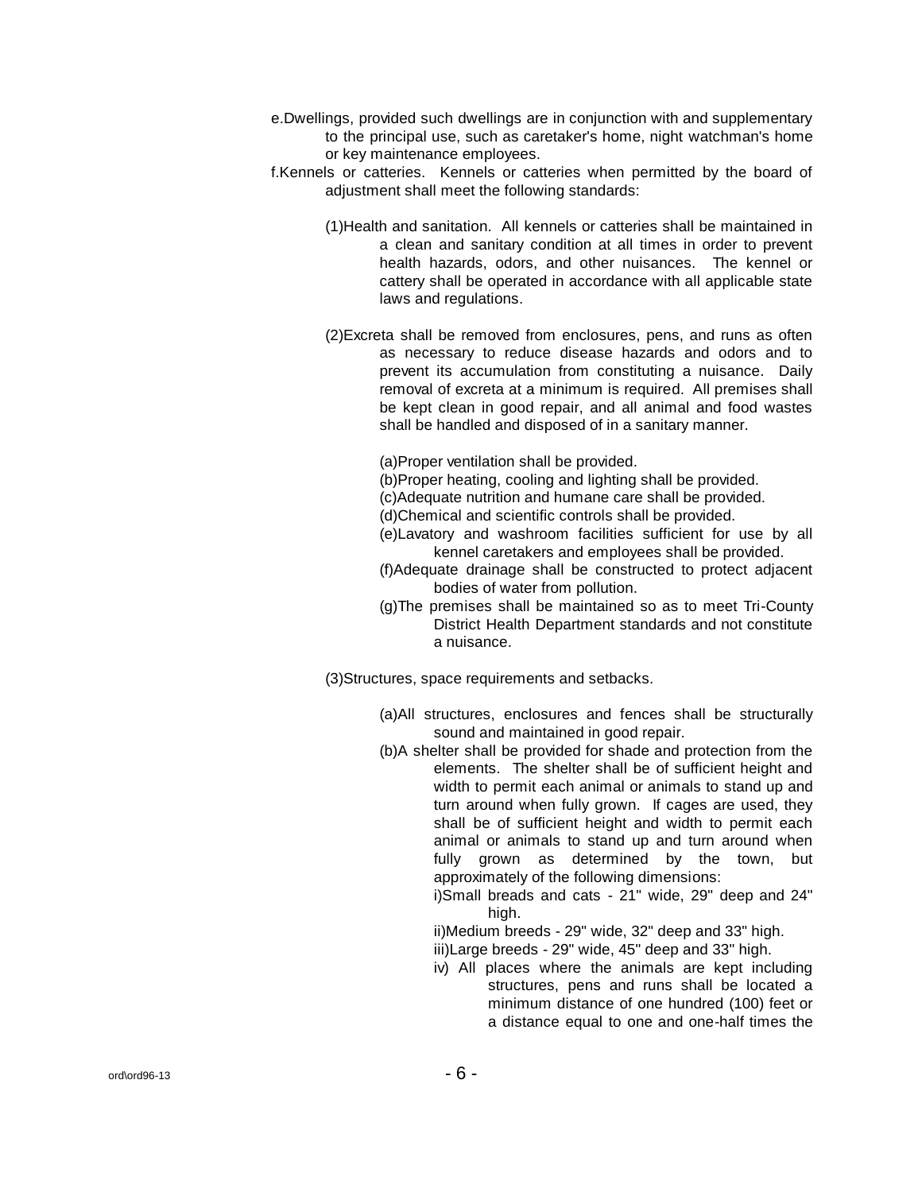e.Dwellings, provided such dwellings are in conjunction with and supplementary to the principal use, such as caretaker's home, night watchman's home or key maintenance employees.

f.Kennels or catteries. Kennels or catteries when permitted by the board of adjustment shall meet the following standards:

(1)Health and sanitation. All kennels or catteries shall be maintained in a clean and sanitary condition at all times in order to prevent health hazards, odors, and other nuisances. The kennel or cattery shall be operated in accordance with all applicable state laws and regulations.

(2)Excreta shall be removed from enclosures, pens, and runs as often as necessary to reduce disease hazards and odors and to prevent its accumulation from constituting a nuisance. Daily removal of excreta at a minimum is required. All premises shall be kept clean in good repair, and all animal and food wastes shall be handled and disposed of in a sanitary manner.

(a)Proper ventilation shall be provided.
(b)Proper heating, cooling and lighting shall be provided.
(c)Adequate nutrition and humane care shall be provided.
(d)Chemical and scientific controls shall be provided.
(e)Lavatory and washroom facilities sufficient for use by all kennel caretakers and employees shall be provided.
(f)Adequate drainage shall be constructed to protect adjacent bodies of water from pollution.
(g)The premises shall be maintained so as to meet Tri-County District Health Department standards and not constitute a nuisance.

(3)Structures, space requirements and setbacks.

(a)All structures, enclosures and fences shall be structurally sound and maintained in good repair.
(b)A shelter shall be provided for shade and protection from the elements. The shelter shall be of sufficient height and width to permit each animal or animals to stand up and turn around when fully grown. If cages are used, they shall be of sufficient height and width to permit each animal or animals to stand up and turn around when fully grown as determined by the town, but approximately of the following dimensions:
i)Small breads and cats - 21" wide, 29" deep and 24" high.
ii)Medium breeds - 29" wide, 32" deep and 33" high.
iii)Large breeds - 29" wide, 45" deep and 33" high.
iv) All places where the animals are kept including structures, pens and runs shall be located a minimum distance of one hundred (100) feet or a distance equal to one and one-half times the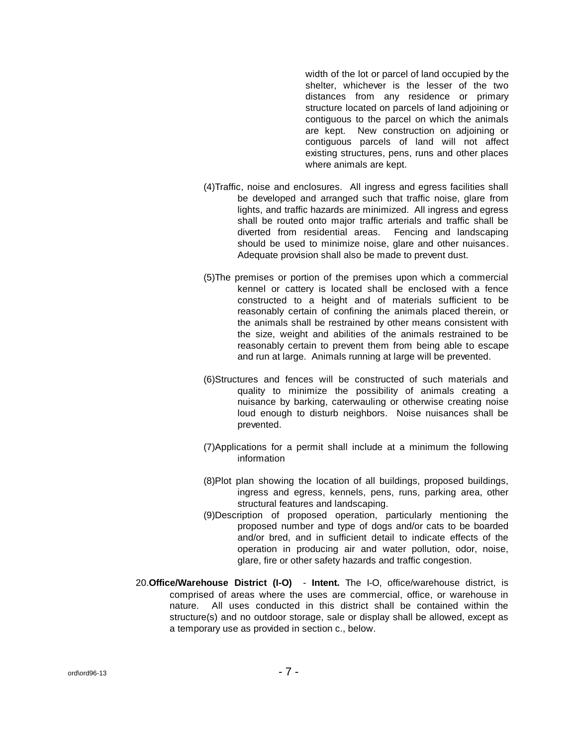width of the lot or parcel of land occupied by the shelter, whichever is the lesser of the two distances from any residence or primary structure located on parcels of land adjoining or contiguous to the parcel on which the animals are kept. New construction on adjoining or contiguous parcels of land will not affect existing structures, pens, runs and other places where animals are kept.

(4) Traffic, noise and enclosures. All ingress and egress facilities shall be developed and arranged such that traffic noise, glare from lights, and traffic hazards are minimized. All ingress and egress shall be routed onto major traffic arterials and traffic shall be diverted from residential areas. Fencing and landscaping should be used to minimize noise, glare and other nuisances. Adequate provision shall also be made to prevent dust.

(5) The premises or portion of the premises upon which a commercial kennel or cattery is located shall be enclosed with a fence constructed to a height and of materials sufficient to be reasonably certain of confining the animals placed therein, or the animals shall be restrained by other means consistent with the size, weight and abilities of the animals restrained to be reasonably certain to prevent them from being able to escape and run at large. Animals running at large will be prevented.

(6) Structures and fences will be constructed of such materials and quality to minimize the possibility of animals creating a nuisance by barking, caterwauling or otherwise creating noise loud enough to disturb neighbors. Noise nuisances shall be prevented.

(7) Applications for a permit shall include at a minimum the following information

(8) Plot plan showing the location of all buildings, proposed buildings, ingress and egress, kennels, pens, runs, parking area, other structural features and landscaping.

(9) Description of proposed operation, particularly mentioning the proposed number and type of dogs and/or cats to be boarded and/or bred, and in sufficient detail to indicate effects of the operation in producing air and water pollution, odor, noise, glare, fire or other safety hazards and traffic congestion.

20. **Office/Warehouse District (I-O)** - **Intent.** The I-O, office/warehouse district, is comprised of areas where the uses are commercial, office, or warehouse in nature. All uses conducted in this district shall be contained within the structure(s) and no outdoor storage, sale or display shall be allowed, except as a temporary use as provided in section c., below.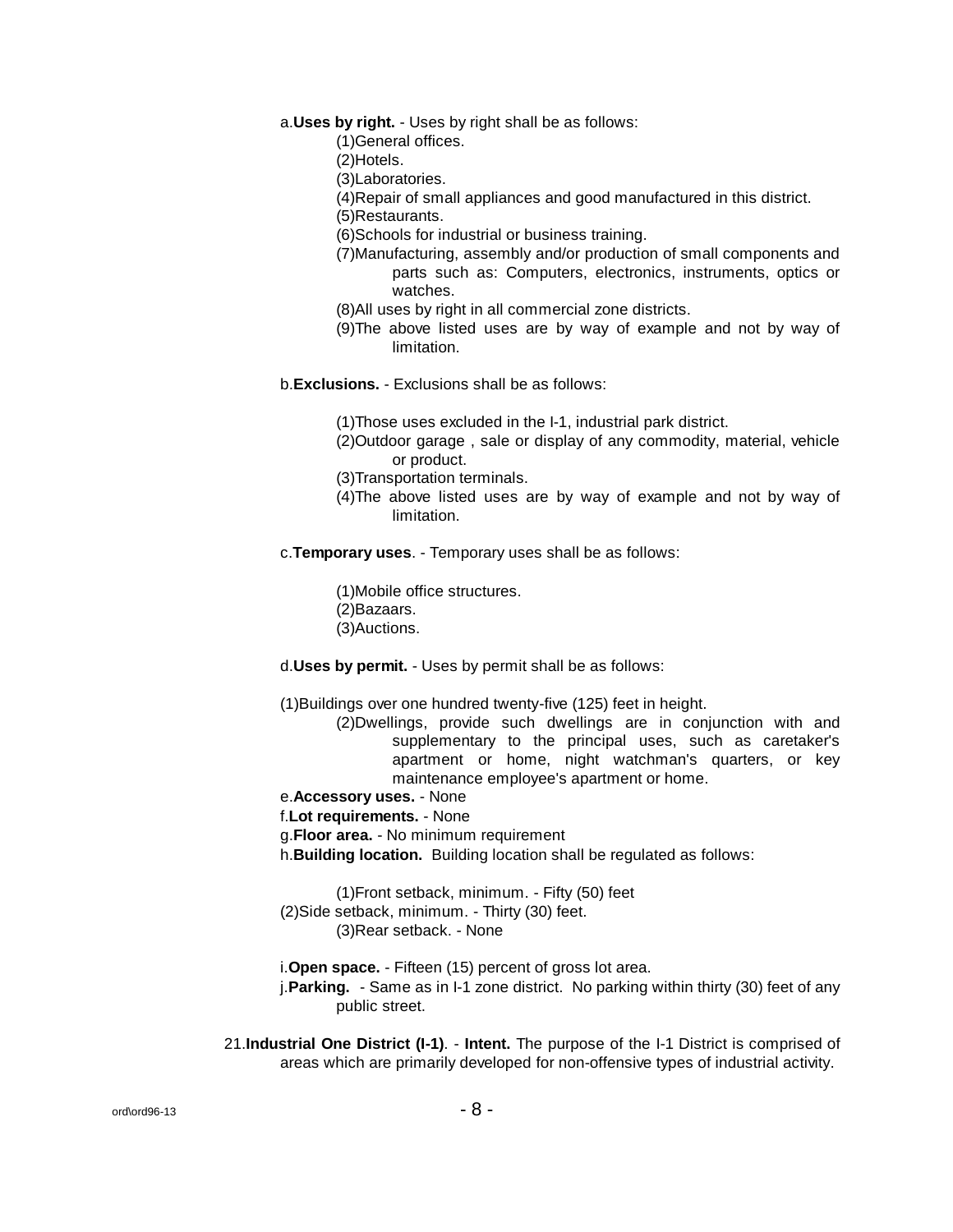a. **Uses by right.** - Uses by right shall be as follows:

(1) General offices.
(2) Hotels.
(3) Laboratories.
(4) Repair of small appliances and good manufactured in this district.
(5) Restaurants.
(6) Schools for industrial or business training.
(7) Manufacturing, assembly and/or production of small components and parts such as: Computers, electronics, instruments, optics or watches.
(8) All uses by right in all commercial zone districts.
(9) The above listed uses are by way of example and not by way of limitation.

b. **Exclusions.** - Exclusions shall be as follows:

(1) Those uses excluded in the I-1, industrial park district.
(2) Outdoor garage , sale or display of any commodity, material, vehicle or product.
(3) Transportation terminals.
(4) The above listed uses are by way of example and not by way of limitation.

c. **Temporary uses**. - Temporary uses shall be as follows:

(1) Mobile office structures.
(2) Bazaars.
(3) Auctions.

d. **Uses by permit.** - Uses by permit shall be as follows:

(1) Buildings over one hundred twenty-five (125) feet in height.
(2) Dwellings, provide such dwellings are in conjunction with and supplementary to the principal uses, such as caretaker's apartment or home, night watchman's quarters, or key maintenance employee's apartment or home.

e. **Accessory uses.** - None

f. **Lot requirements.** - None

g. **Floor area.** - No minimum requirement

h. **Building location.** Building location shall be regulated as follows:

(1) Front setback, minimum. - Fifty (50) feet
(2) Side setback, minimum. - Thirty (30) feet.
(3) Rear setback. - None

i. **Open space.** - Fifteen (15) percent of gross lot area.

j. **Parking.** - Same as in I-1 zone district. No parking within thirty (30) feet of any public street.

21. **Industrial One District (I-1)**. - **Intent.** The purpose of the I-1 District is comprised of areas which are primarily developed for non-offensive types of industrial activity.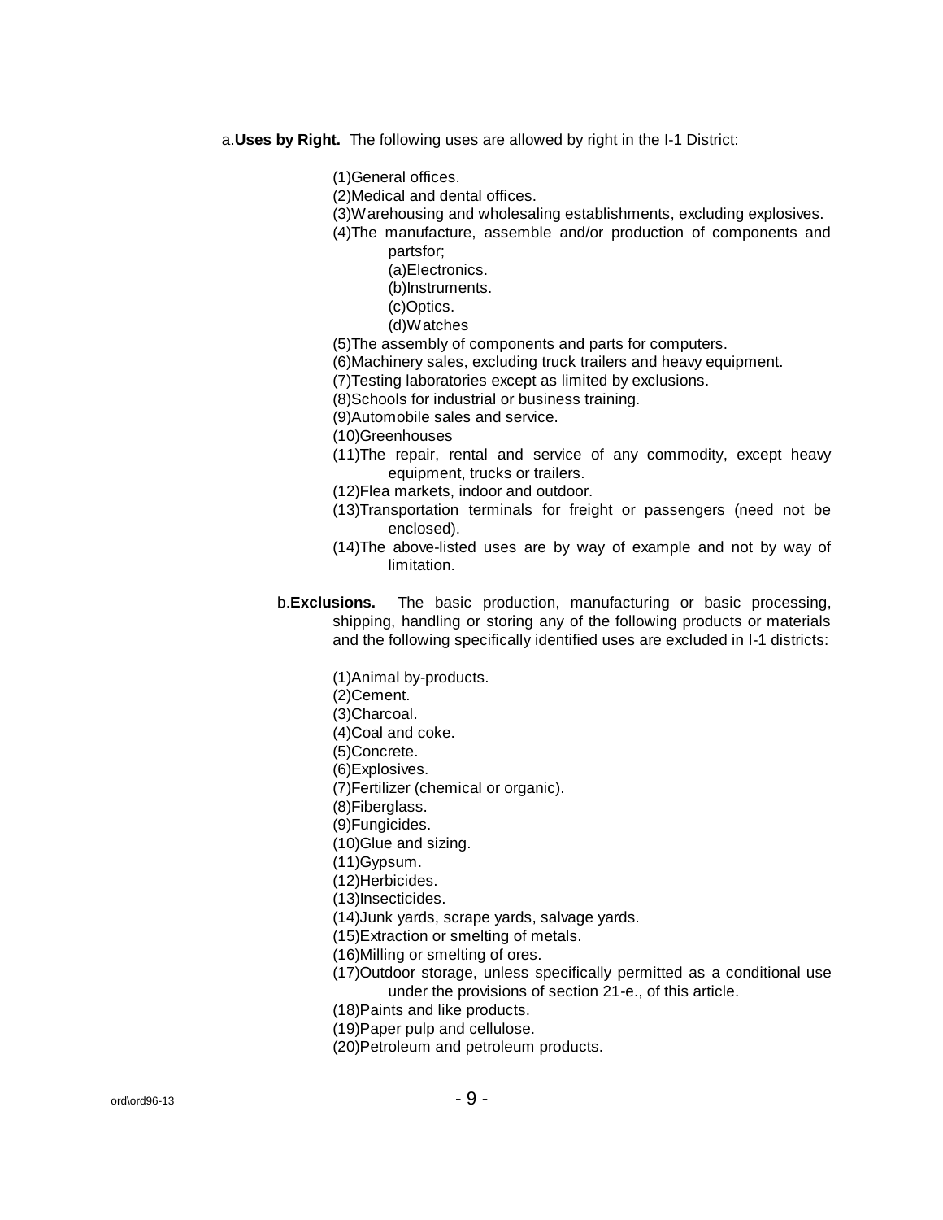a. **Uses by Right.** The following uses are allowed by right in the I-1 District:

(1) General offices.
(2) Medical and dental offices.
(3) Warehousing and wholesaling establishments, excluding explosives.
(4) The manufacture, assemble and/or production of components and partsfor;
  (a) Electronics.
  (b) Instruments.
  (c) Optics.
  (d) Watches
(5) The assembly of components and parts for computers.
(6) Machinery sales, excluding truck trailers and heavy equipment.
(7) Testing laboratories except as limited by exclusions.
(8) Schools for industrial or business training.
(9) Automobile sales and service.
(10) Greenhouses
(11) The repair, rental and service of any commodity, except heavy equipment, trucks or trailers.
(12) Flea markets, indoor and outdoor.
(13) Transportation terminals for freight or passengers (need not be enclosed).
(14) The above-listed uses are by way of example and not by way of limitation.

b. **Exclusions.** The basic production, manufacturing or basic processing, shipping, handling or storing any of the following products or materials and the following specifically identified uses are excluded in I-1 districts:

(1) Animal by-products.
(2) Cement.
(3) Charcoal.
(4) Coal and coke.
(5) Concrete.
(6) Explosives.
(7) Fertilizer (chemical or organic).
(8) Fiberglass.
(9) Fungicides.
(10) Glue and sizing.
(11) Gypsum.
(12) Herbicides.
(13) Insecticides.
(14) Junk yards, scrape yards, salvage yards.
(15) Extraction or smelting of metals.
(16) Milling or smelting of ores.
(17) Outdoor storage, unless specifically permitted as a conditional use under the provisions of section 21-e., of this article.
(18) Paints and like products.
(19) Paper pulp and cellulose.
(20) Petroleum and petroleum products.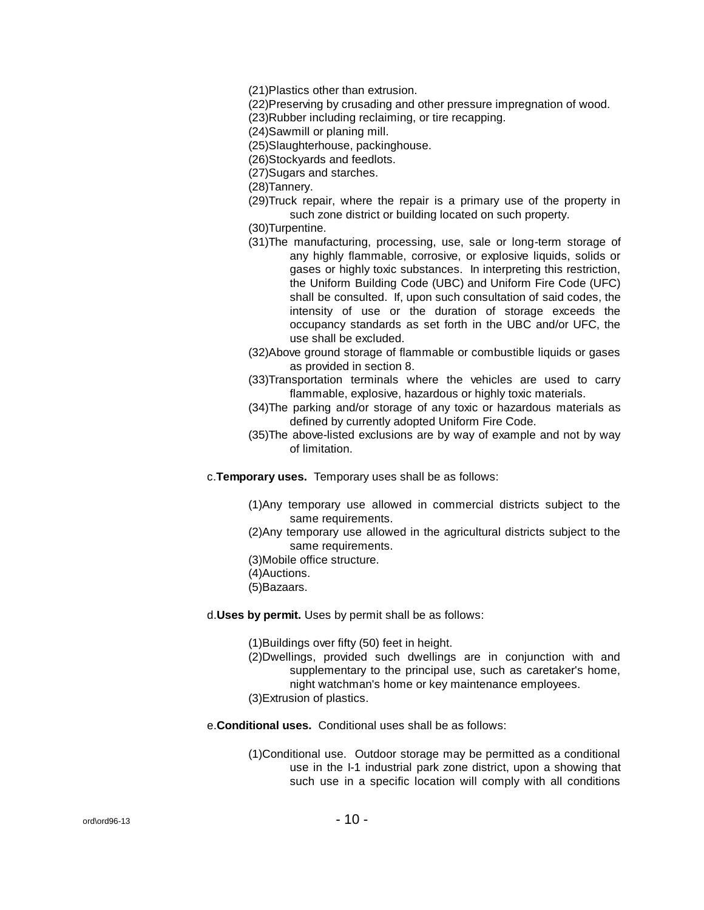(21)Plastics other than extrusion.

(22)Preserving by crusading and other pressure impregnation of wood.

(23)Rubber including reclaiming, or tire recapping.

(24)Sawmill or planing mill.

(25)Slaughterhouse, packinghouse.

(26)Stockyards and feedlots.

(27)Sugars and starches.

(28)Tannery.

(29)Truck repair, where the repair is a primary use of the property in such zone district or building located on such property.

(30)Turpentine.

(31)The manufacturing, processing, use, sale or long-term storage of any highly flammable, corrosive, or explosive liquids, solids or gases or highly toxic substances. In interpreting this restriction, the Uniform Building Code (UBC) and Uniform Fire Code (UFC) shall be consulted. If, upon such consultation of said codes, the intensity of use or the duration of storage exceeds the occupancy standards as set forth in the UBC and/or UFC, the use shall be excluded.

(32)Above ground storage of flammable or combustible liquids or gases as provided in section 8.

(33)Transportation terminals where the vehicles are used to carry flammable, explosive, hazardous or highly toxic materials.

(34)The parking and/or storage of any toxic or hazardous materials as defined by currently adopted Uniform Fire Code.

(35)The above-listed exclusions are by way of example and not by way of limitation.

c.**Temporary uses.** Temporary uses shall be as follows:

(1)Any temporary use allowed in commercial districts subject to the same requirements.

(2)Any temporary use allowed in the agricultural districts subject to the same requirements.

(3)Mobile office structure.

(4)Auctions.

(5)Bazaars.

d.**Uses by permit.** Uses by permit shall be as follows:

(1)Buildings over fifty (50) feet in height.

(2)Dwellings, provided such dwellings are in conjunction with and supplementary to the principal use, such as caretaker's home, night watchman's home or key maintenance employees.

(3)Extrusion of plastics.

e.**Conditional uses.** Conditional uses shall be as follows:

(1)Conditional use. Outdoor storage may be permitted as a conditional use in the I-1 industrial park zone district, upon a showing that such use in a specific location will comply with all conditions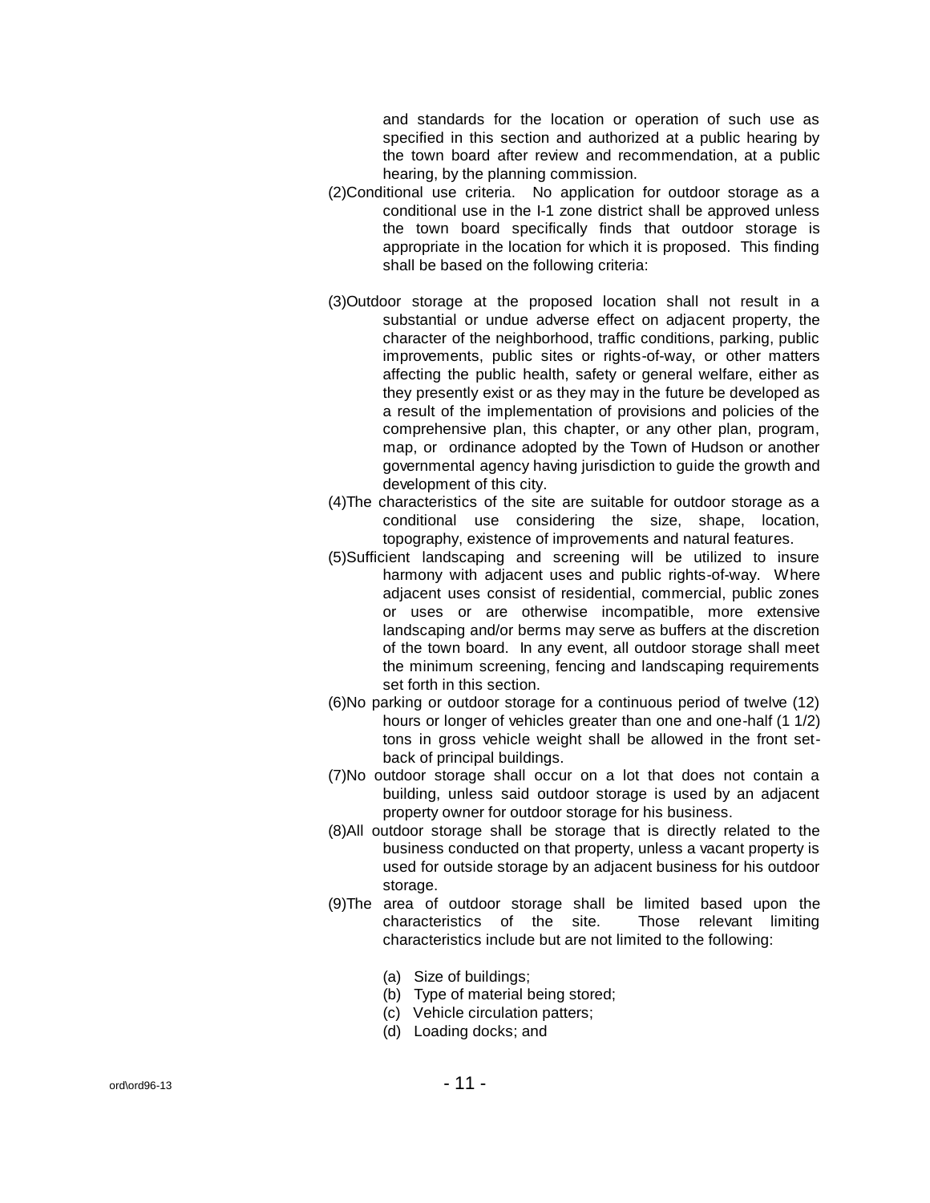and standards for the location or operation of such use as specified in this section and authorized at a public hearing by the town board after review and recommendation, at a public hearing, by the planning commission.

(2)Conditional use criteria. No application for outdoor storage as a conditional use in the I-1 zone district shall be approved unless the town board specifically finds that outdoor storage is appropriate in the location for which it is proposed. This finding shall be based on the following criteria:

(3)Outdoor storage at the proposed location shall not result in a substantial or undue adverse effect on adjacent property, the character of the neighborhood, traffic conditions, parking, public improvements, public sites or rights-of-way, or other matters affecting the public health, safety or general welfare, either as they presently exist or as they may in the future be developed as a result of the implementation of provisions and policies of the comprehensive plan, this chapter, or any other plan, program, map, or ordinance adopted by the Town of Hudson or another governmental agency having jurisdiction to guide the growth and development of this city.

(4)The characteristics of the site are suitable for outdoor storage as a conditional use considering the size, shape, location, topography, existence of improvements and natural features.

(5)Sufficient landscaping and screening will be utilized to insure harmony with adjacent uses and public rights-of-way. Where adjacent uses consist of residential, commercial, public zones or uses or are otherwise incompatible, more extensive landscaping and/or berms may serve as buffers at the discretion of the town board. In any event, all outdoor storage shall meet the minimum screening, fencing and landscaping requirements set forth in this section.

(6)No parking or outdoor storage for a continuous period of twelve (12) hours or longer of vehicles greater than one and one-half (1 1/2) tons in gross vehicle weight shall be allowed in the front set-back of principal buildings.

(7)No outdoor storage shall occur on a lot that does not contain a building, unless said outdoor storage is used by an adjacent property owner for outdoor storage for his business.

(8)All outdoor storage shall be storage that is directly related to the business conducted on that property, unless a vacant property is used for outside storage by an adjacent business for his outdoor storage.

(9)The area of outdoor storage shall be limited based upon the characteristics of the site. Those relevant limiting characteristics include but are not limited to the following:

(a) Size of buildings;
(b) Type of material being stored;
(c) Vehicle circulation patters;
(d) Loading docks; and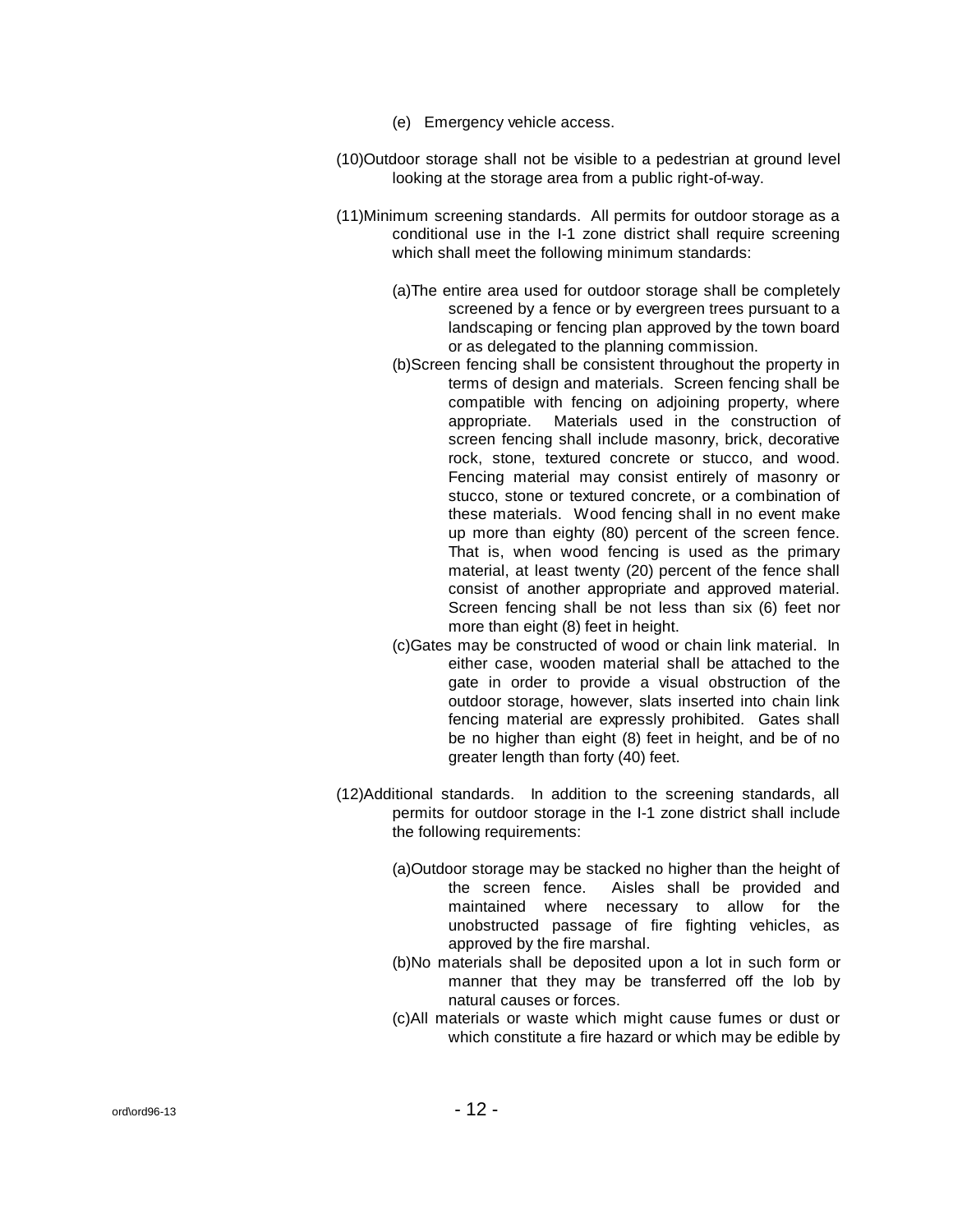(e) Emergency vehicle access.

(10) Outdoor storage shall not be visible to a pedestrian at ground level looking at the storage area from a public right-of-way.

(11) Minimum screening standards. All permits for outdoor storage as a conditional use in the I-1 zone district shall require screening which shall meet the following minimum standards:

(a) The entire area used for outdoor storage shall be completely screened by a fence or by evergreen trees pursuant to a landscaping or fencing plan approved by the town board or as delegated to the planning commission.

(b) Screen fencing shall be consistent throughout the property in terms of design and materials. Screen fencing shall be compatible with fencing on adjoining property, where appropriate. Materials used in the construction of screen fencing shall include masonry, brick, decorative rock, stone, textured concrete or stucco, and wood. Fencing material may consist entirely of masonry or stucco, stone or textured concrete, or a combination of these materials. Wood fencing shall in no event make up more than eighty (80) percent of the screen fence. That is, when wood fencing is used as the primary material, at least twenty (20) percent of the fence shall consist of another appropriate and approved material. Screen fencing shall be not less than six (6) feet nor more than eight (8) feet in height.

(c) Gates may be constructed of wood or chain link material. In either case, wooden material shall be attached to the gate in order to provide a visual obstruction of the outdoor storage, however, slats inserted into chain link fencing material are expressly prohibited. Gates shall be no higher than eight (8) feet in height, and be of no greater length than forty (40) feet.

(12) Additional standards. In addition to the screening standards, all permits for outdoor storage in the I-1 zone district shall include the following requirements:

(a) Outdoor storage may be stacked no higher than the height of the screen fence. Aisles shall be provided and maintained where necessary to allow for the unobstructed passage of fire fighting vehicles, as approved by the fire marshal.

(b) No materials shall be deposited upon a lot in such form or manner that they may be transferred off the lob by natural causes or forces.

(c) All materials or waste which might cause fumes or dust or which constitute a fire hazard or which may be edible by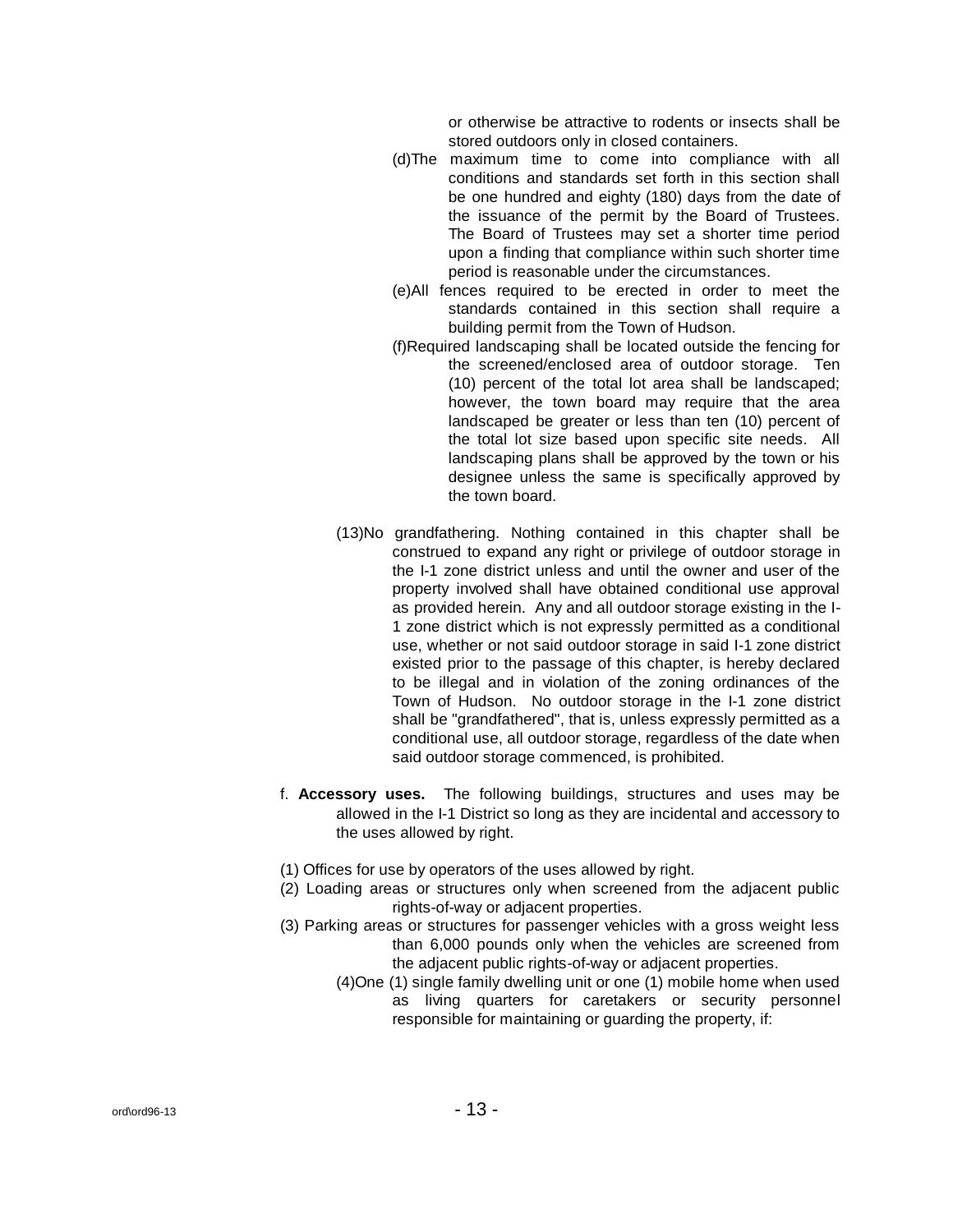or otherwise be attractive to rodents or insects shall be stored outdoors only in closed containers.

(d)The maximum time to come into compliance with all conditions and standards set forth in this section shall be one hundred and eighty (180) days from the date of the issuance of the permit by the Board of Trustees. The Board of Trustees may set a shorter time period upon a finding that compliance within such shorter time period is reasonable under the circumstances.

(e)All fences required to be erected in order to meet the standards contained in this section shall require a building permit from the Town of Hudson.

(f)Required landscaping shall be located outside the fencing for the screened/enclosed area of outdoor storage. Ten (10) percent of the total lot area shall be landscaped; however, the town board may require that the area landscaped be greater or less than ten (10) percent of the total lot size based upon specific site needs. All landscaping plans shall be approved by the town or his designee unless the same is specifically approved by the town board.

(13)No grandfathering. Nothing contained in this chapter shall be construed to expand any right or privilege of outdoor storage in the I-1 zone district unless and until the owner and user of the property involved shall have obtained conditional use approval as provided herein. Any and all outdoor storage existing in the I-1 zone district which is not expressly permitted as a conditional use, whether or not said outdoor storage in said I-1 zone district existed prior to the passage of this chapter, is hereby declared to be illegal and in violation of the zoning ordinances of the Town of Hudson. No outdoor storage in the I-1 zone district shall be "grandfathered", that is, unless expressly permitted as a conditional use, all outdoor storage, regardless of the date when said outdoor storage commenced, is prohibited.

f. **Accessory uses.** The following buildings, structures and uses may be allowed in the I-1 District so long as they are incidental and accessory to the uses allowed by right.

(1) Offices for use by operators of the uses allowed by right.

(2) Loading areas or structures only when screened from the adjacent public rights-of-way or adjacent properties.

(3) Parking areas or structures for passenger vehicles with a gross weight less than 6,000 pounds only when the vehicles are screened from the adjacent public rights-of-way or adjacent properties.

(4)One (1) single family dwelling unit or one (1) mobile home when used as living quarters for caretakers or security personnel responsible for maintaining or guarding the property, if: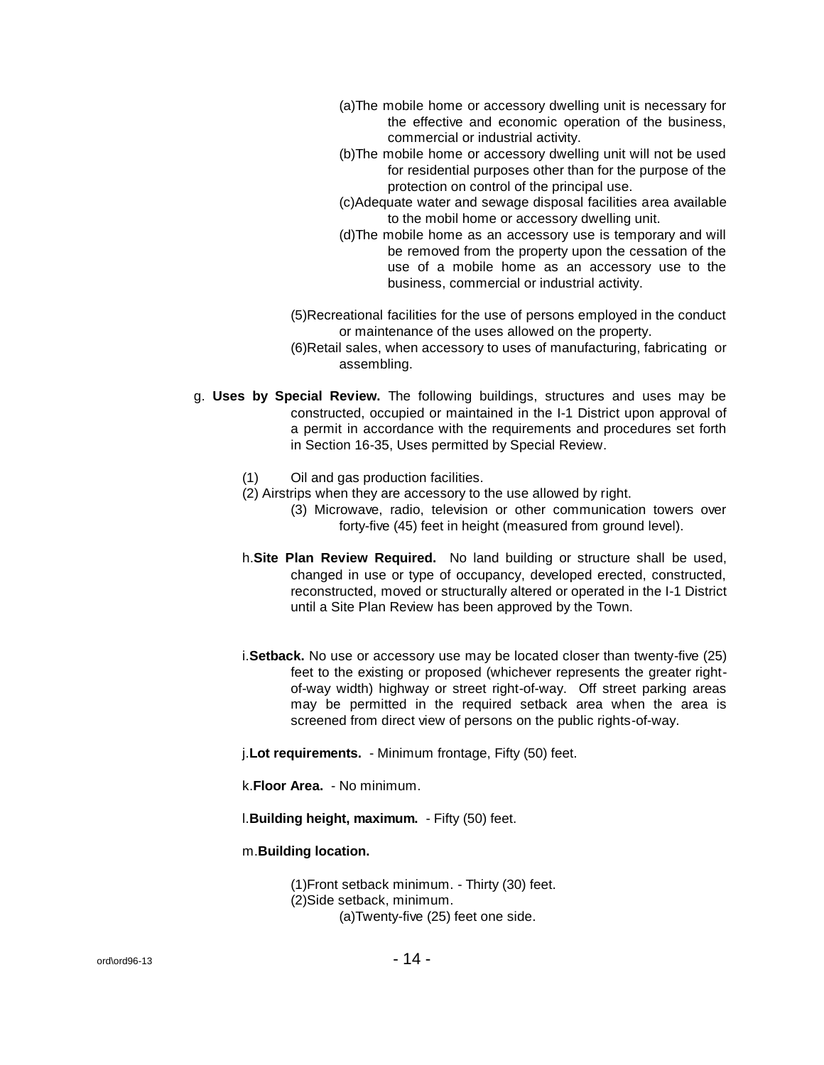(a) The mobile home or accessory dwelling unit is necessary for the effective and economic operation of the business, commercial or industrial activity.

(b) The mobile home or accessory dwelling unit will not be used for residential purposes other than for the purpose of the protection on control of the principal use.

(c) Adequate water and sewage disposal facilities area available to the mobil home or accessory dwelling unit.

(d) The mobile home as an accessory use is temporary and will be removed from the property upon the cessation of the use of a mobile home as an accessory use to the business, commercial or industrial activity.

(5) Recreational facilities for the use of persons employed in the conduct or maintenance of the uses allowed on the property.

(6) Retail sales, when accessory to uses of manufacturing, fabricating or assembling.

g. **Uses by Special Review.** The following buildings, structures and uses may be constructed, occupied or maintained in the I-1 District upon approval of a permit in accordance with the requirements and procedures set forth in Section 16-35, Uses permitted by Special Review.

(1) Oil and gas production facilities.

(2) Airstrips when they are accessory to the use allowed by right.

(3) Microwave, radio, television or other communication towers over forty-five (45) feet in height (measured from ground level).

h. **Site Plan Review Required.** No land building or structure shall be used, changed in use or type of occupancy, developed erected, constructed, reconstructed, moved or structurally altered or operated in the I-1 District until a Site Plan Review has been approved by the Town.

i. **Setback.** No use or accessory use may be located closer than twenty-five (25) feet to the existing or proposed (whichever represents the greater right-of-way width) highway or street right-of-way. Off street parking areas may be permitted in the required setback area when the area is screened from direct view of persons on the public rights-of-way.

j. **Lot requirements.** - Minimum frontage, Fifty (50) feet.

k. **Floor Area.** - No minimum.

l. **Building height, maximum.** - Fifty (50) feet.

m. **Building location.**

(1) Front setback minimum. - Thirty (30) feet.

(2) Side setback, minimum.

(a) Twenty-five (25) feet one side.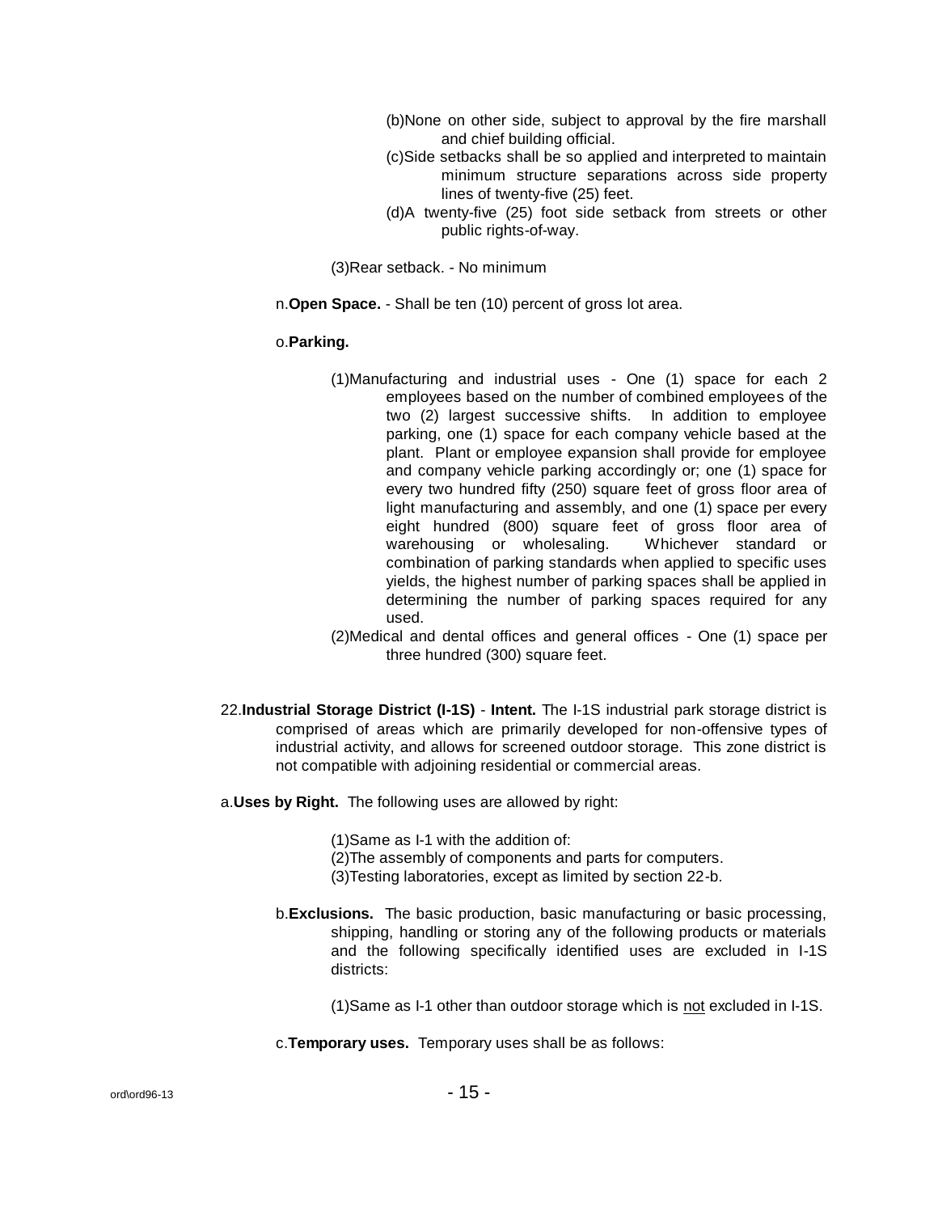(b)None on other side, subject to approval by the fire marshall and chief building official.

(c)Side setbacks shall be so applied and interpreted to maintain minimum structure separations across side property lines of twenty-five (25) feet.

(d)A twenty-five (25) foot side setback from streets or other public rights-of-way.

(3)Rear setback. - No minimum

n.**Open Space.** - Shall be ten (10) percent of gross lot area.

o.**Parking.**

(1)Manufacturing and industrial uses - One (1) space for each 2 employees based on the number of combined employees of the two (2) largest successive shifts. In addition to employee parking, one (1) space for each company vehicle based at the plant. Plant or employee expansion shall provide for employee and company vehicle parking accordingly or; one (1) space for every two hundred fifty (250) square feet of gross floor area of light manufacturing and assembly, and one (1) space per every eight hundred (800) square feet of gross floor area of warehousing or wholesaling. Whichever standard or combination of parking standards when applied to specific uses yields, the highest number of parking spaces shall be applied in determining the number of parking spaces required for any used.

(2)Medical and dental offices and general offices - One (1) space per three hundred (300) square feet.

22.**Industrial Storage District (I-1S)** - **Intent.** The I-1S industrial park storage district is comprised of areas which are primarily developed for non-offensive types of industrial activity, and allows for screened outdoor storage. This zone district is not compatible with adjoining residential or commercial areas.

a.**Uses by Right.** The following uses are allowed by right:

(1)Same as I-1 with the addition of:

(2)The assembly of components and parts for computers.

(3)Testing laboratories, except as limited by section 22-b.

b.**Exclusions.** The basic production, basic manufacturing or basic processing, shipping, handling or storing any of the following products or materials and the following specifically identified uses are excluded in I-1S districts:

(1)Same as I-1 other than outdoor storage which is not excluded in I-1S.

c.**Temporary uses.** Temporary uses shall be as follows: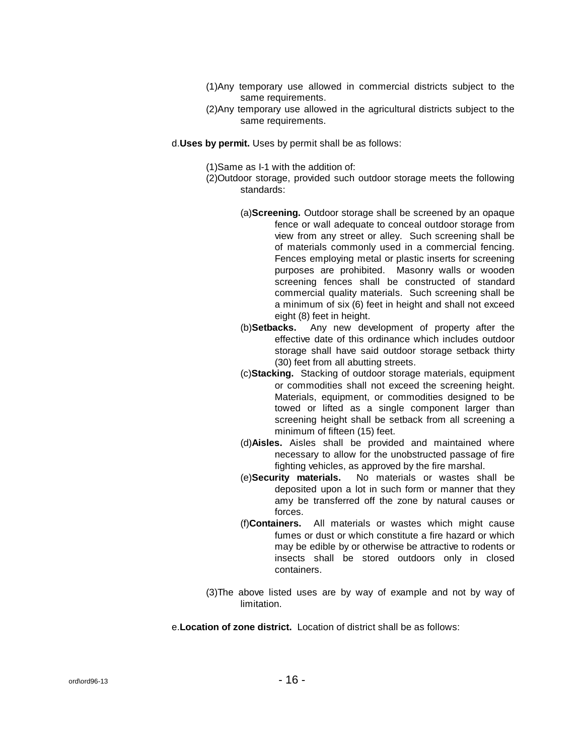(1)Any temporary use allowed in commercial districts subject to the same requirements.

(2)Any temporary use allowed in the agricultural districts subject to the same requirements.

d.**Uses by permit.** Uses by permit shall be as follows:

(1)Same as I-1 with the addition of:

(2)Outdoor storage, provided such outdoor storage meets the following standards:

(a)**Screening.** Outdoor storage shall be screened by an opaque fence or wall adequate to conceal outdoor storage from view from any street or alley. Such screening shall be of materials commonly used in a commercial fencing. Fences employing metal or plastic inserts for screening purposes are prohibited. Masonry walls or wooden screening fences shall be constructed of standard commercial quality materials. Such screening shall be a minimum of six (6) feet in height and shall not exceed eight (8) feet in height.

(b)**Setbacks.** Any new development of property after the effective date of this ordinance which includes outdoor storage shall have said outdoor storage setback thirty (30) feet from all abutting streets.

(c)**Stacking.** Stacking of outdoor storage materials, equipment or commodities shall not exceed the screening height. Materials, equipment, or commodities designed to be towed or lifted as a single component larger than screening height shall be setback from all screening a minimum of fifteen (15) feet.

(d)**Aisles.** Aisles shall be provided and maintained where necessary to allow for the unobstructed passage of fire fighting vehicles, as approved by the fire marshal.

(e)**Security materials.** No materials or wastes shall be deposited upon a lot in such form or manner that they amy be transferred off the zone by natural causes or forces.

(f)**Containers.** All materials or wastes which might cause fumes or dust or which constitute a fire hazard or which may be edible by or otherwise be attractive to rodents or insects shall be stored outdoors only in closed containers.

(3)The above listed uses are by way of example and not by way of limitation.

e.**Location of zone district.** Location of district shall be as follows: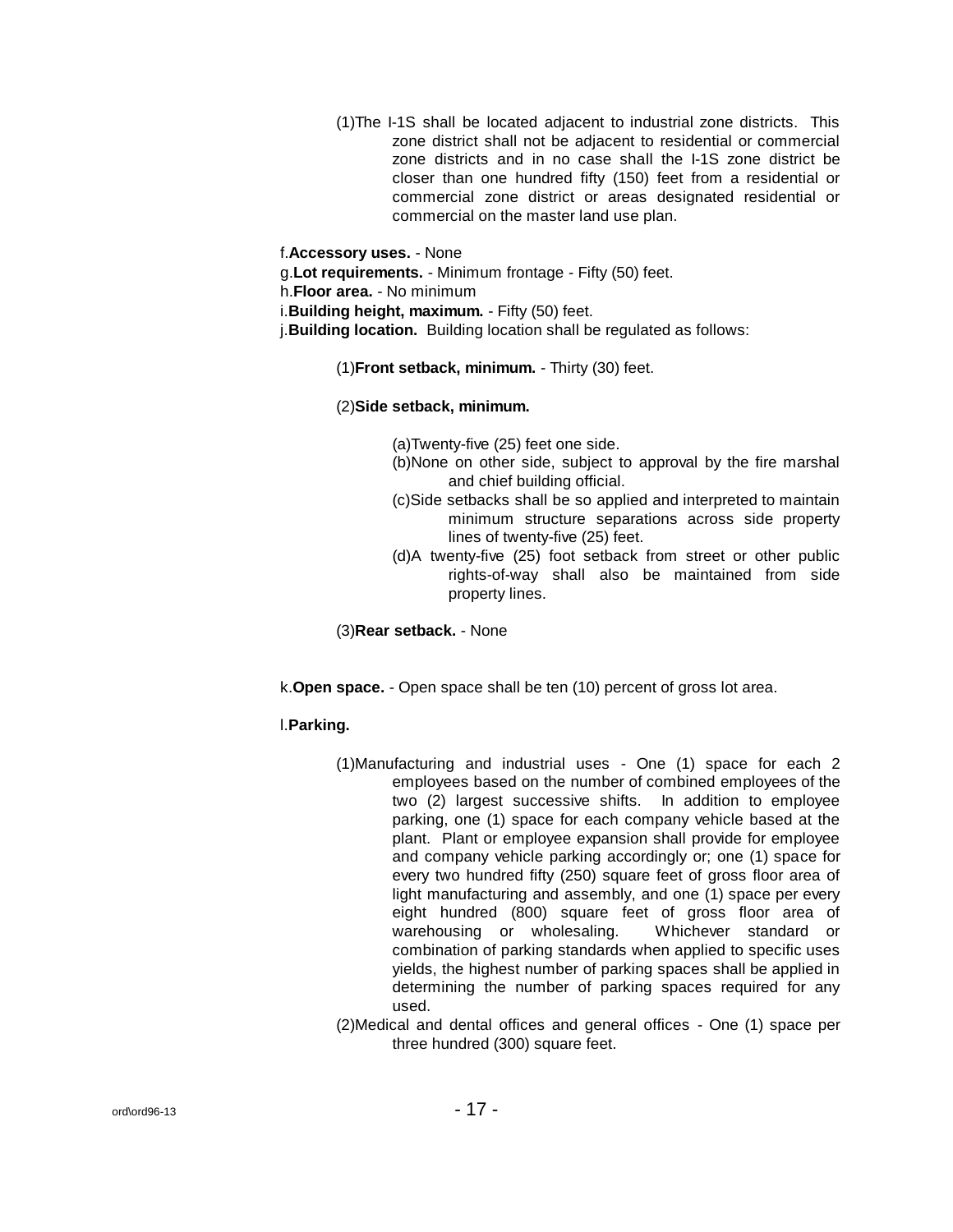(1)The I-1S shall be located adjacent to industrial zone districts. This zone district shall not be adjacent to residential or commercial zone districts and in no case shall the I-1S zone district be closer than one hundred fifty (150) feet from a residential or commercial zone district or areas designated residential or commercial on the master land use plan.

f.**Accessory uses.** - None

g.**Lot requirements.** - Minimum frontage - Fifty (50) feet.

h.**Floor area.** - No minimum

i.**Building height, maximum.** - Fifty (50) feet.

j.**Building location.** Building location shall be regulated as follows:

(1)**Front setback, minimum.** - Thirty (30) feet.

(2)**Side setback, minimum.**

(a)Twenty-five (25) feet one side.

(b)None on other side, subject to approval by the fire marshal and chief building official.

(c)Side setbacks shall be so applied and interpreted to maintain minimum structure separations across side property lines of twenty-five (25) feet.

(d)A twenty-five (25) foot setback from street or other public rights-of-way shall also be maintained from side property lines.

(3)**Rear setback.** - None

k.**Open space.** - Open space shall be ten (10) percent of gross lot area.

l.**Parking.**

(1)Manufacturing and industrial uses - One (1) space for each 2 employees based on the number of combined employees of the two (2) largest successive shifts. In addition to employee parking, one (1) space for each company vehicle based at the plant. Plant or employee expansion shall provide for employee and company vehicle parking accordingly or; one (1) space for every two hundred fifty (250) square feet of gross floor area of light manufacturing and assembly, and one (1) space per every eight hundred (800) square feet of gross floor area of warehousing or wholesaling. Whichever standard or combination of parking standards when applied to specific uses yields, the highest number of parking spaces shall be applied in determining the number of parking spaces required for any used.

(2)Medical and dental offices and general offices - One (1) space per three hundred (300) square feet.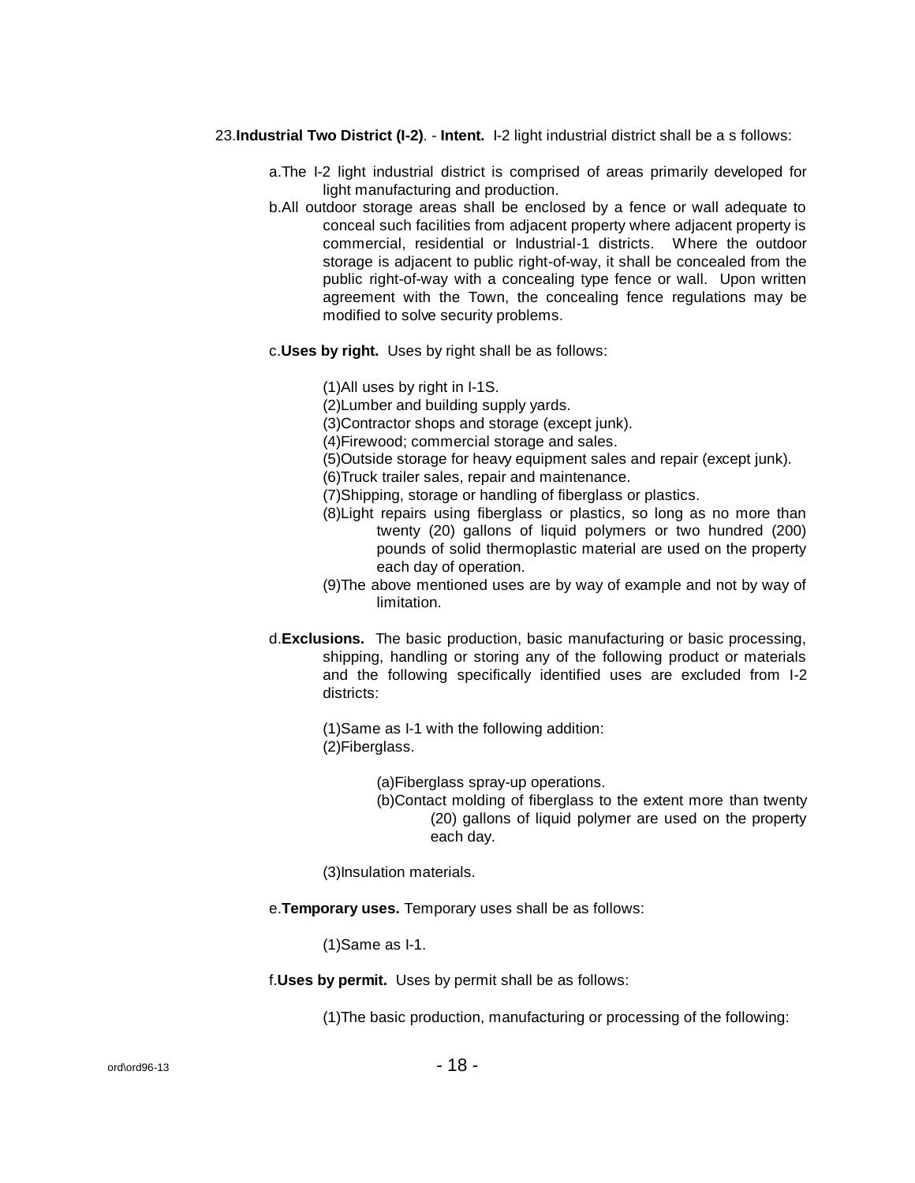23.**Industrial Two District (I-2)**. - **Intent.** I-2 light industrial district shall be a s follows:

a.The I-2 light industrial district is comprised of areas primarily developed for light manufacturing and production.

b.All outdoor storage areas shall be enclosed by a fence or wall adequate to conceal such facilities from adjacent property where adjacent property is commercial, residential or Industrial-1 districts. Where the outdoor storage is adjacent to public right-of-way, it shall be concealed from the public right-of-way with a concealing type fence or wall. Upon written agreement with the Town, the concealing fence regulations may be modified to solve security problems.

c.**Uses by right.** Uses by right shall be as follows:

(1)All uses by right in I-1S.
(2)Lumber and building supply yards.
(3)Contractor shops and storage (except junk).
(4)Firewood; commercial storage and sales.
(5)Outside storage for heavy equipment sales and repair (except junk).
(6)Truck trailer sales, repair and maintenance.
(7)Shipping, storage or handling of fiberglass or plastics.
(8)Light repairs using fiberglass or plastics, so long as no more than twenty (20) gallons of liquid polymers or two hundred (200) pounds of solid thermoplastic material are used on the property each day of operation.
(9)The above mentioned uses are by way of example and not by way of limitation.

d.**Exclusions.** The basic production, basic manufacturing or basic processing, shipping, handling or storing any of the following product or materials and the following specifically identified uses are excluded from I-2 districts:

(1)Same as I-1 with the following addition:
(2)Fiberglass.

(a)Fiberglass spray-up operations.
(b)Contact molding of fiberglass to the extent more than twenty (20) gallons of liquid polymer are used on the property each day.

(3)Insulation materials.

e.**Temporary uses.** Temporary uses shall be as follows:

(1)Same as I-1.

f.**Uses by permit.** Uses by permit shall be as follows:

(1)The basic production, manufacturing or processing of the following: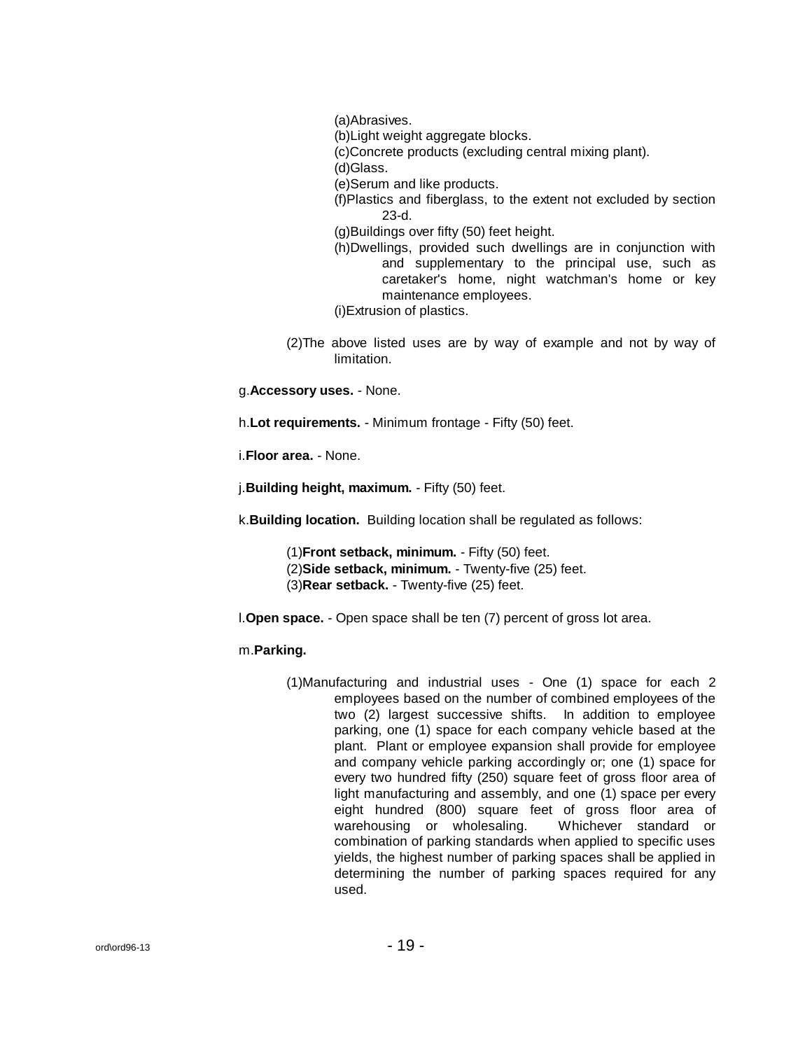(a)Abrasives.
(b)Light weight aggregate blocks.
(c)Concrete products (excluding central mixing plant).
(d)Glass.
(e)Serum and like products.
(f)Plastics and fiberglass, to the extent not excluded by section 23-d.
(g)Buildings over fifty (50) feet height.
(h)Dwellings, provided such dwellings are in conjunction with and supplementary to the principal use, such as caretaker's home, night watchman's home or key maintenance employees.
(i)Extrusion of plastics.

(2)The above listed uses are by way of example and not by way of limitation.

g.**Accessory uses.** - None.

h.**Lot requirements.** - Minimum frontage - Fifty (50) feet.

i.**Floor area.** - None.

j.**Building height, maximum.** - Fifty (50) feet.

k.**Building location.** Building location shall be regulated as follows:

(1)**Front setback, minimum.** - Fifty (50) feet.
(2)**Side setback, minimum.** - Twenty-five (25) feet.
(3)**Rear setback.** - Twenty-five (25) feet.

l.**Open space.** - Open space shall be ten (7) percent of gross lot area.

m.**Parking.**

(1)Manufacturing and industrial uses - One (1) space for each 2 employees based on the number of combined employees of the two (2) largest successive shifts. In addition to employee parking, one (1) space for each company vehicle based at the plant. Plant or employee expansion shall provide for employee and company vehicle parking accordingly or; one (1) space for every two hundred fifty (250) square feet of gross floor area of light manufacturing and assembly, and one (1) space per every eight hundred (800) square feet of gross floor area of warehousing or wholesaling. Whichever standard or combination of parking standards when applied to specific uses yields, the highest number of parking spaces shall be applied in determining the number of parking spaces required for any used.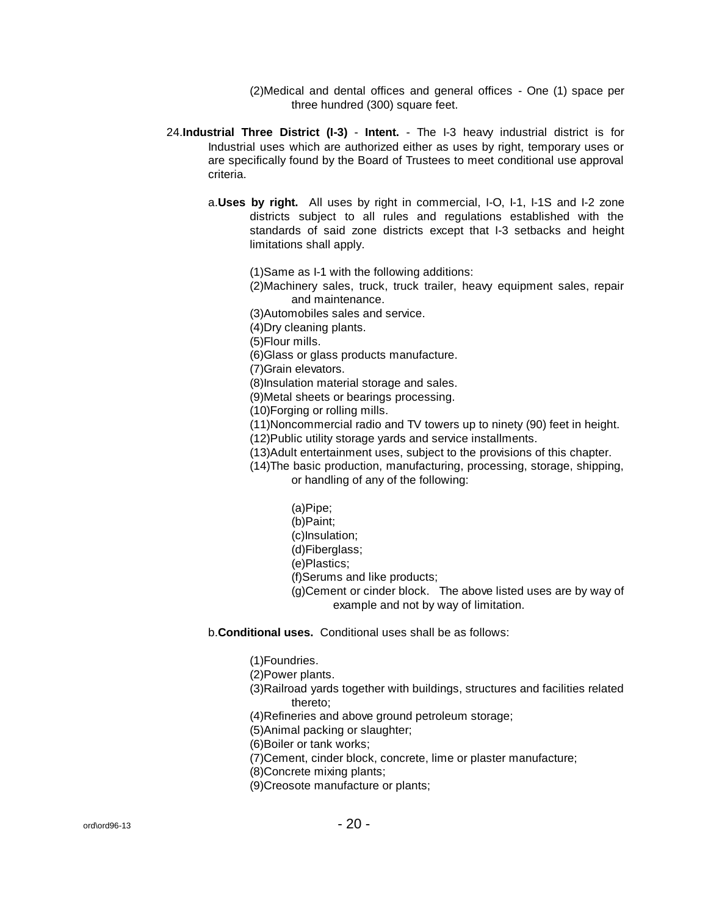(2)Medical and dental offices and general offices - One (1) space per three hundred (300) square feet.

24.**Industrial Three District (I-3)** - **Intent.** - The I-3 heavy industrial district is for Industrial uses which are authorized either as uses by right, temporary uses or are specifically found by the Board of Trustees to meet conditional use approval criteria.

a.**Uses by right.** All uses by right in commercial, I-O, I-1, I-1S and I-2 zone districts subject to all rules and regulations established with the standards of said zone districts except that I-3 setbacks and height limitations shall apply.

(1)Same as I-1 with the following additions:
(2)Machinery sales, truck, truck trailer, heavy equipment sales, repair and maintenance.
(3)Automobiles sales and service.
(4)Dry cleaning plants.
(5)Flour mills.
(6)Glass or glass products manufacture.
(7)Grain elevators.
(8)Insulation material storage and sales.
(9)Metal sheets or bearings processing.
(10)Forging or rolling mills.
(11)Noncommercial radio and TV towers up to ninety (90) feet in height.
(12)Public utility storage yards and service installments.
(13)Adult entertainment uses, subject to the provisions of this chapter.
(14)The basic production, manufacturing, processing, storage, shipping, or handling of any of the following:

(a)Pipe;
(b)Paint;
(c)Insulation;
(d)Fiberglass;
(e)Plastics;
(f)Serums and like products;
(g)Cement or cinder block. The above listed uses are by way of example and not by way of limitation.

b.**Conditional uses.** Conditional uses shall be as follows:

(1)Foundries.
(2)Power plants.
(3)Railroad yards together with buildings, structures and facilities related thereto;
(4)Refineries and above ground petroleum storage;
(5)Animal packing or slaughter;
(6)Boiler or tank works;
(7)Cement, cinder block, concrete, lime or plaster manufacture;
(8)Concrete mixing plants;
(9)Creosote manufacture or plants;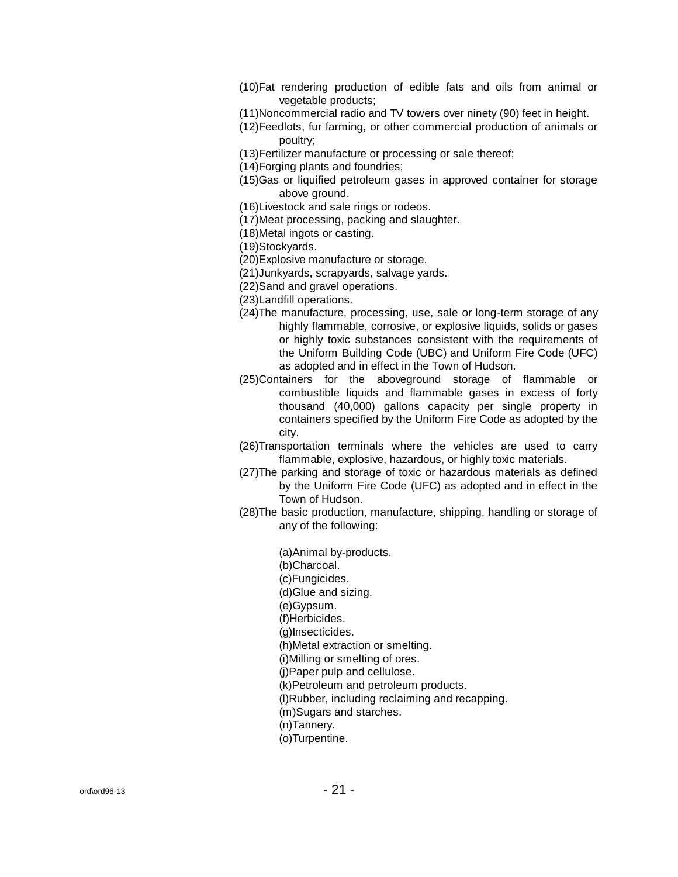(10)Fat rendering production of edible fats and oils from animal or vegetable products;

(11)Noncommercial radio and TV towers over ninety (90) feet in height.

(12)Feedlots, fur farming, or other commercial production of animals or poultry;

(13)Fertilizer manufacture or processing or sale thereof;

(14)Forging plants and foundries;

(15)Gas or liquified petroleum gases in approved container for storage above ground.

(16)Livestock and sale rings or rodeos.

(17)Meat processing, packing and slaughter.

(18)Metal ingots or casting.

(19)Stockyards.

(20)Explosive manufacture or storage.

(21)Junkyards, scrapyards, salvage yards.

(22)Sand and gravel operations.

(23)Landfill operations.

(24)The manufacture, processing, use, sale or long-term storage of any highly flammable, corrosive, or explosive liquids, solids or gases or highly toxic substances consistent with the requirements of the Uniform Building Code (UBC) and Uniform Fire Code (UFC) as adopted and in effect in the Town of Hudson.

(25)Containers for the aboveground storage of flammable or combustible liquids and flammable gases in excess of forty thousand (40,000) gallons capacity per single property in containers specified by the Uniform Fire Code as adopted by the city.

(26)Transportation terminals where the vehicles are used to carry flammable, explosive, hazardous, or highly toxic materials.

(27)The parking and storage of toxic or hazardous materials as defined by the Uniform Fire Code (UFC) as adopted and in effect in the Town of Hudson.

(28)The basic production, manufacture, shipping, handling or storage of any of the following:

(a)Animal by-products.
(b)Charcoal.
(c)Fungicides.
(d)Glue and sizing.
(e)Gypsum.
(f)Herbicides.
(g)Insecticides.
(h)Metal extraction or smelting.
(i)Milling or smelting of ores.
(j)Paper pulp and cellulose.
(k)Petroleum and petroleum products.
(l)Rubber, including reclaiming and recapping.
(m)Sugars and starches.
(n)Tannery.
(o)Turpentine.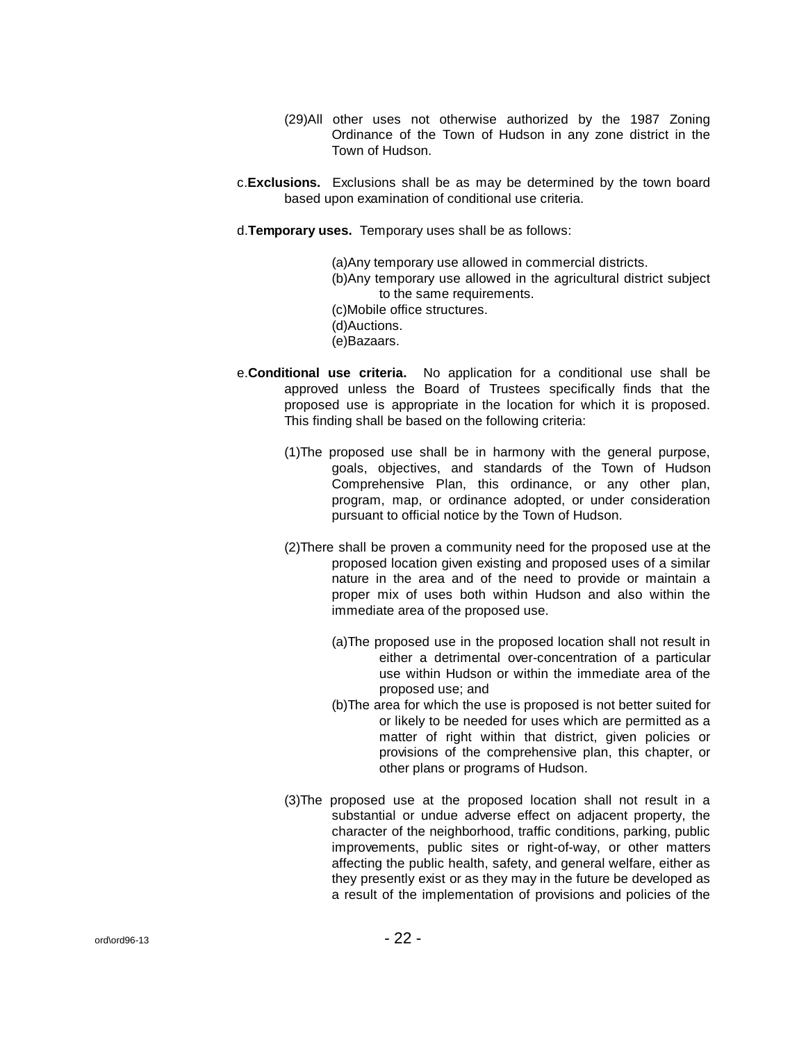(29) All other uses not otherwise authorized by the 1987 Zoning Ordinance of the Town of Hudson in any zone district in the Town of Hudson.

c. **Exclusions.** Exclusions shall be as may be determined by the town board based upon examination of conditional use criteria.

d. **Temporary uses.** Temporary uses shall be as follows:

(a) Any temporary use allowed in commercial districts.
(b) Any temporary use allowed in the agricultural district subject to the same requirements.
(c) Mobile office structures.
(d) Auctions.
(e) Bazaars.

e. **Conditional use criteria.** No application for a conditional use shall be approved unless the Board of Trustees specifically finds that the proposed use is appropriate in the location for which it is proposed. This finding shall be based on the following criteria:

(1) The proposed use shall be in harmony with the general purpose, goals, objectives, and standards of the Town of Hudson Comprehensive Plan, this ordinance, or any other plan, program, map, or ordinance adopted, or under consideration pursuant to official notice by the Town of Hudson.

(2) There shall be proven a community need for the proposed use at the proposed location given existing and proposed uses of a similar nature in the area and of the need to provide or maintain a proper mix of uses both within Hudson and also within the immediate area of the proposed use.

(a) The proposed use in the proposed location shall not result in either a detrimental over-concentration of a particular use within Hudson or within the immediate area of the proposed use; and
(b) The area for which the use is proposed is not better suited for or likely to be needed for uses which are permitted as a matter of right within that district, given policies or provisions of the comprehensive plan, this chapter, or other plans or programs of Hudson.

(3) The proposed use at the proposed location shall not result in a substantial or undue adverse effect on adjacent property, the character of the neighborhood, traffic conditions, parking, public improvements, public sites or right-of-way, or other matters affecting the public health, safety, and general welfare, either as they presently exist or as they may in the future be developed as a result of the implementation of provisions and policies of the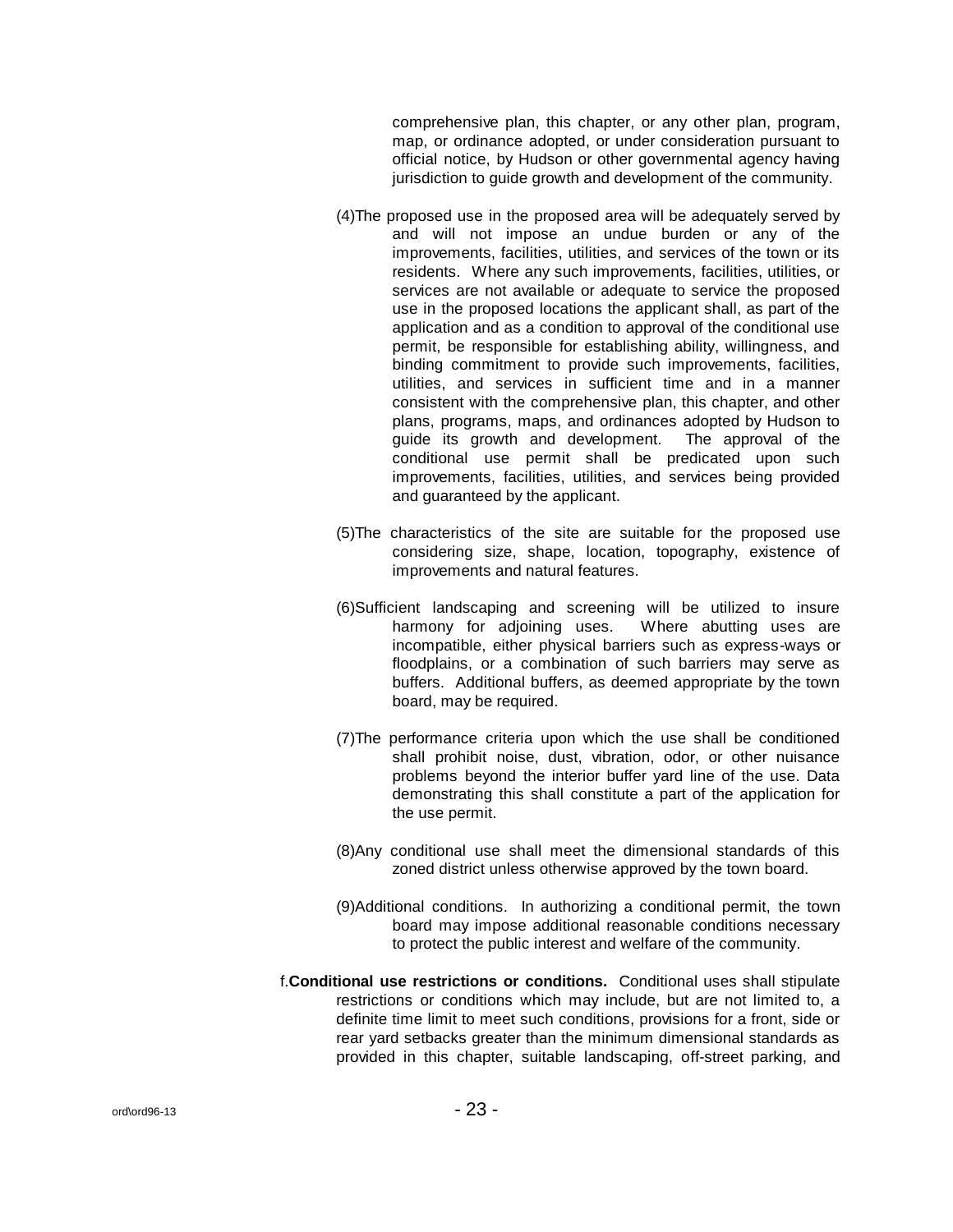comprehensive plan, this chapter, or any other plan, program, map, or ordinance adopted, or under consideration pursuant to official notice, by Hudson or other governmental agency having jurisdiction to guide growth and development of the community.

(4)The proposed use in the proposed area will be adequately served by and will not impose an undue burden or any of the improvements, facilities, utilities, and services of the town or its residents. Where any such improvements, facilities, utilities, or services are not available or adequate to service the proposed use in the proposed locations the applicant shall, as part of the application and as a condition to approval of the conditional use permit, be responsible for establishing ability, willingness, and binding commitment to provide such improvements, facilities, utilities, and services in sufficient time and in a manner consistent with the comprehensive plan, this chapter, and other plans, programs, maps, and ordinances adopted by Hudson to guide its growth and development. The approval of the conditional use permit shall be predicated upon such improvements, facilities, utilities, and services being provided and guaranteed by the applicant.

(5)The characteristics of the site are suitable for the proposed use considering size, shape, location, topography, existence of improvements and natural features.

(6)Sufficient landscaping and screening will be utilized to insure harmony for adjoining uses. Where abutting uses are incompatible, either physical barriers such as express-ways or floodplains, or a combination of such barriers may serve as buffers. Additional buffers, as deemed appropriate by the town board, may be required.

(7)The performance criteria upon which the use shall be conditioned shall prohibit noise, dust, vibration, odor, or other nuisance problems beyond the interior buffer yard line of the use. Data demonstrating this shall constitute a part of the application for the use permit.

(8)Any conditional use shall meet the dimensional standards of this zoned district unless otherwise approved by the town board.

(9)Additional conditions. In authorizing a conditional permit, the town board may impose additional reasonable conditions necessary to protect the public interest and welfare of the community.

f.**Conditional use restrictions or conditions.** Conditional uses shall stipulate restrictions or conditions which may include, but are not limited to, a definite time limit to meet such conditions, provisions for a front, side or rear yard setbacks greater than the minimum dimensional standards as provided in this chapter, suitable landscaping, off-street parking, and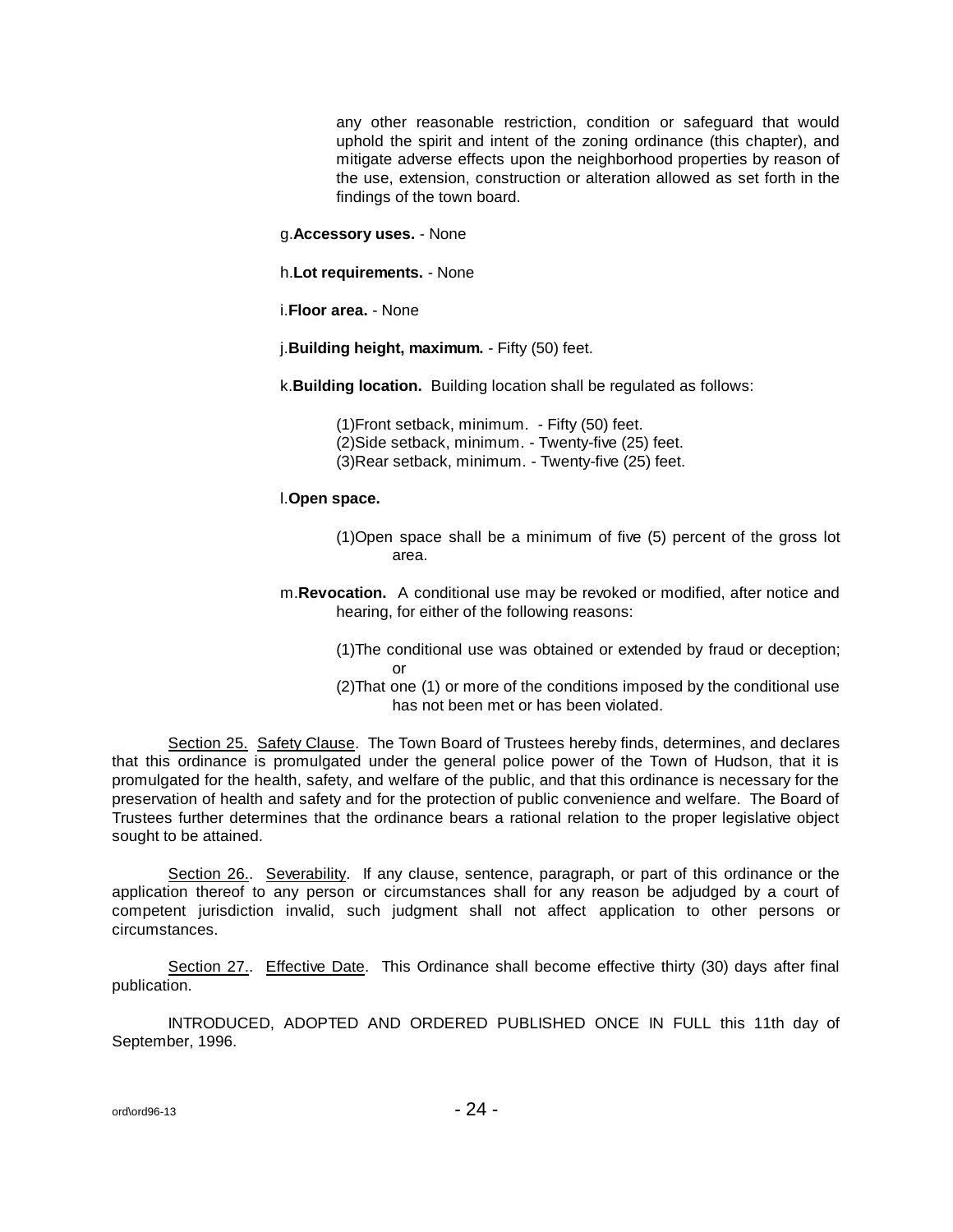any other reasonable restriction, condition or safeguard that would uphold the spirit and intent of the zoning ordinance (this chapter), and mitigate adverse effects upon the neighborhood properties by reason of the use, extension, construction or alteration allowed as set forth in the findings of the town board.

g. **Accessory uses.** - None

h. **Lot requirements.** - None

i. **Floor area.** - None

j. **Building height, maximum.** - Fifty (50) feet.

k. **Building location.** Building location shall be regulated as follows:

(1) Front setback, minimum. - Fifty (50) feet.
(2) Side setback, minimum. - Twenty-five (25) feet.
(3) Rear setback, minimum. - Twenty-five (25) feet.

l. **Open space.**

(1) Open space shall be a minimum of five (5) percent of the gross lot area.

m. **Revocation.** A conditional use may be revoked or modified, after notice and hearing, for either of the following reasons:

(1) The conditional use was obtained or extended by fraud or deception; or
(2) That one (1) or more of the conditions imposed by the conditional use has not been met or has been violated.

Section 25. Safety Clause. The Town Board of Trustees hereby finds, determines, and declares that this ordinance is promulgated under the general police power of the Town of Hudson, that it is promulgated for the health, safety, and welfare of the public, and that this ordinance is necessary for the preservation of health and safety and for the protection of public convenience and welfare. The Board of Trustees further determines that the ordinance bears a rational relation to the proper legislative object sought to be attained.

Section 26.. Severability. If any clause, sentence, paragraph, or part of this ordinance or the application thereof to any person or circumstances shall for any reason be adjudged by a court of competent jurisdiction invalid, such judgment shall not affect application to other persons or circumstances.

Section 27.. Effective Date. This Ordinance shall become effective thirty (30) days after final publication.

INTRODUCED, ADOPTED AND ORDERED PUBLISHED ONCE IN FULL this 11th day of September, 1996.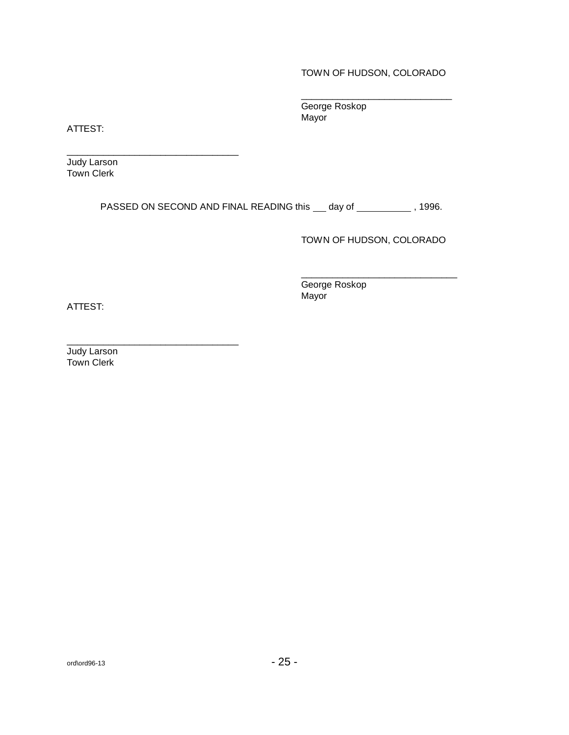TOWN OF HUDSON, COLORADO

_____________________________
George Roskop
Mayor

ATTEST:

_________________________________
Judy Larson
Town Clerk

PASSED ON SECOND AND FINAL READING this ___ day of __________ , 1996.

TOWN OF HUDSON, COLORADO

______________________________
George Roskop
Mayor

ATTEST:

_________________________________
Judy Larson
Town Clerk

ord\ord96-13